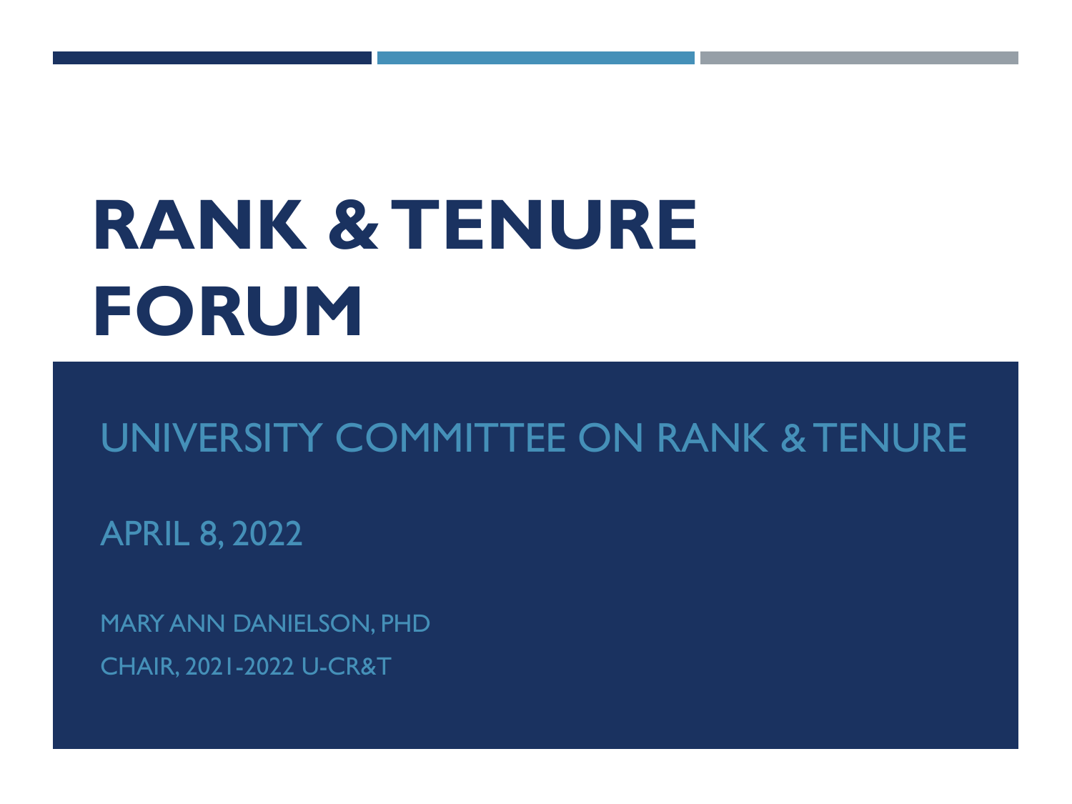# RANK & TENURE FORUM

UNIVERSITY COMMITTEE ON RANK & TENURE

APRIL 8, 2022

MARY ANN DANIELSON, PHD

CHAIR, 2021-2022 U-CR&T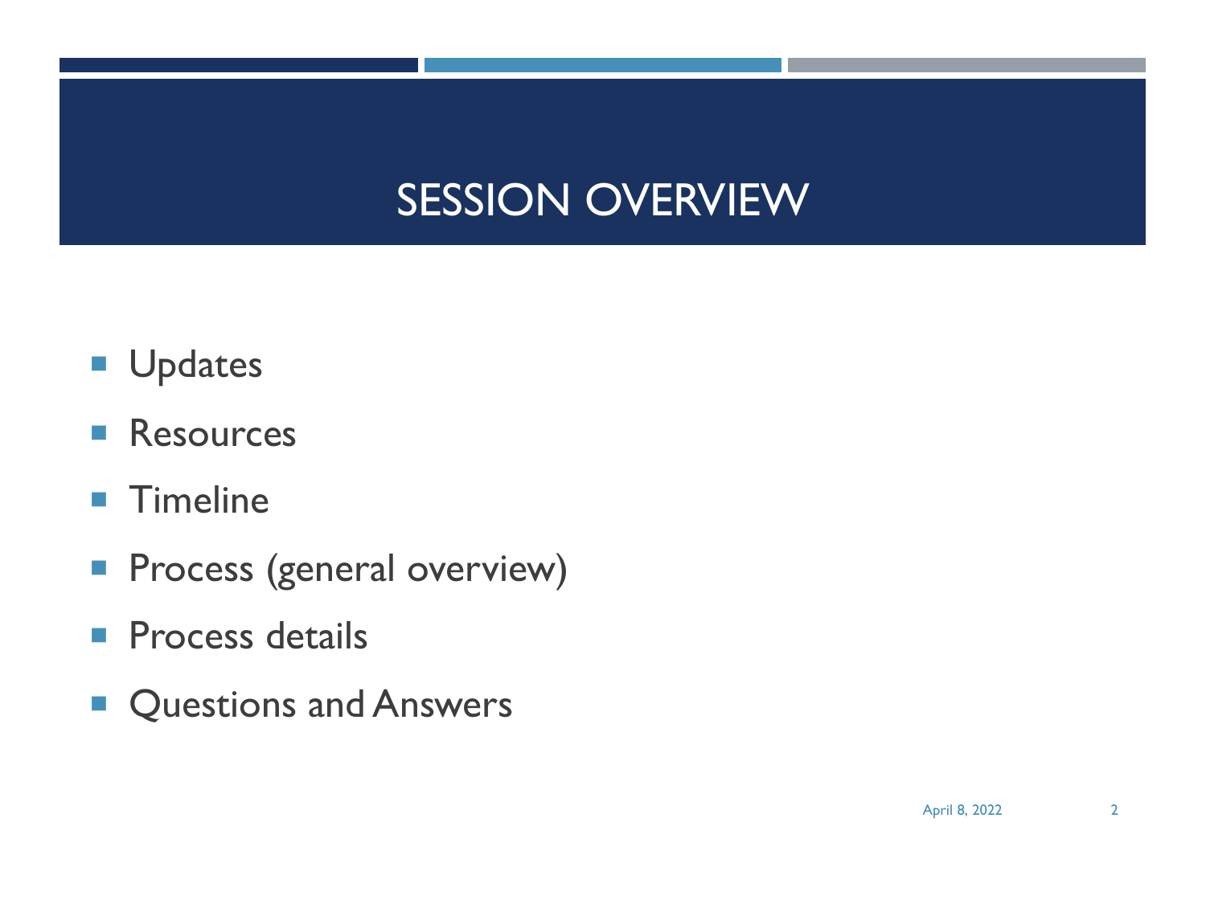# SESSION OVERVIEW

- Updates
- Resources
- Timeline
- Process (general overview)
- Process details
- Questions and Answers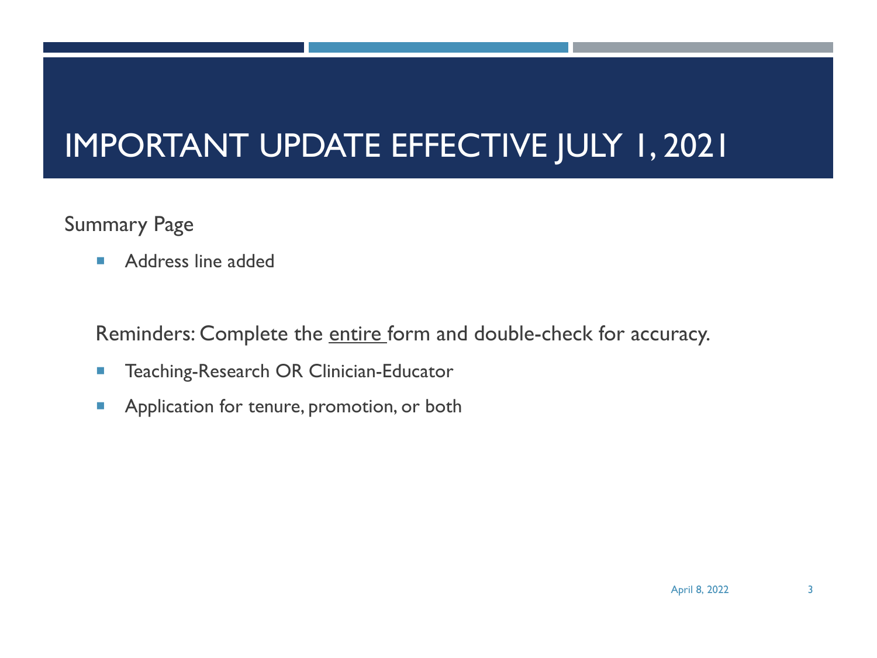# IMPORTANT UPDATE EFFECTIVE JULY 1, 2021

Summary Page

- Address line added

Reminders: Complete the entire form and double-check for accuracy.

- Teaching-Research OR Clinician-Educator
- Application for tenure, promotion, or both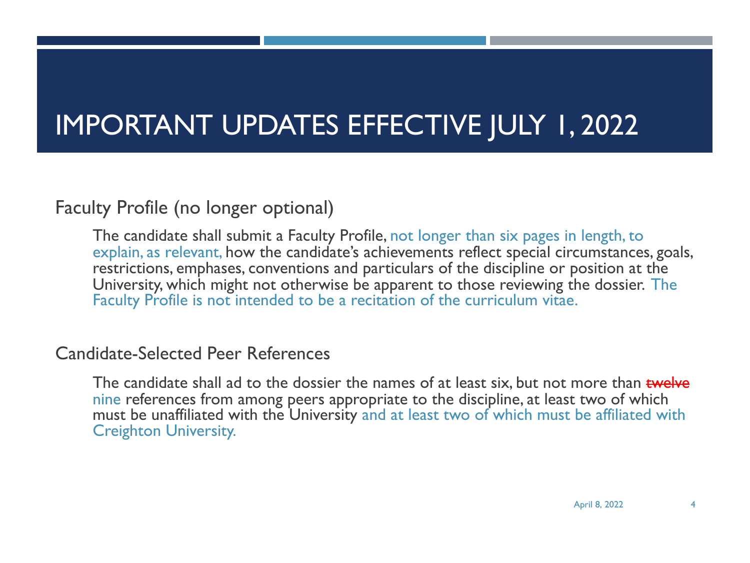# IMPORTANT UPDATES EFFECTIVE JULY 1, 2022

Faculty Profile (no longer optional)

The candidate shall submit a Faculty Profile, not longer than six pages in length, to explain, as relevant, how the candidate's achievements reflect special circumstances, goals, restrictions, emphases, conventions and particulars of the discipline or position at the University, which might not otherwise be apparent to those reviewing the dossier. The Faculty Profile is not intended to be a recitation of the curriculum vitae.

Candidate-Selected Peer References

The candidate shall ad to the dossier the names of at least six, but not more than ~~twelve~~ nine references from among peers appropriate to the discipline, at least two of which must be unaffiliated with the University and at least two of which must be affiliated with Creighton University.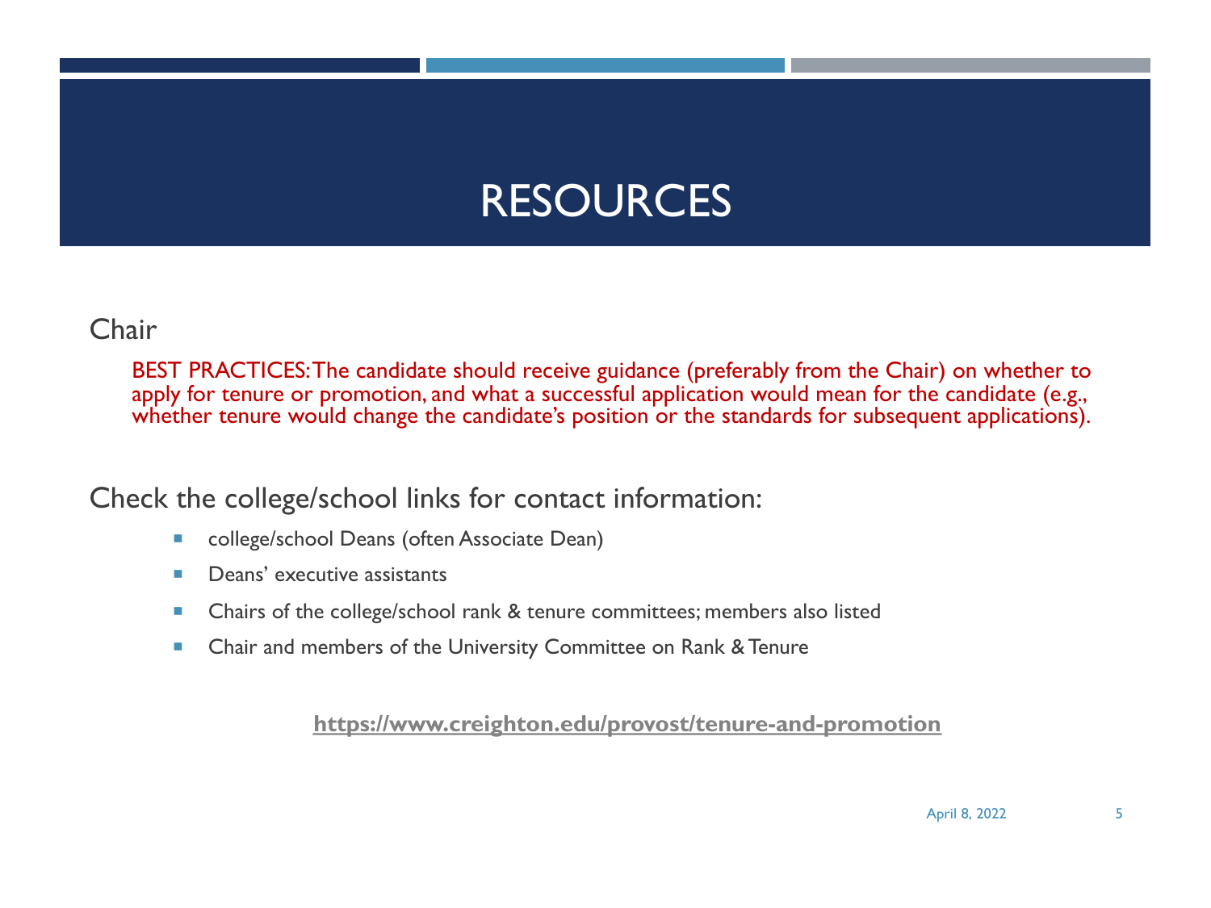# RESOURCES

Chair

BEST PRACTICES: The candidate should receive guidance (preferably from the Chair) on whether to apply for tenure or promotion, and what a successful application would mean for the candidate (e.g., whether tenure would change the candidate's position or the standards for subsequent applications).

Check the college/school links for contact information:

- college/school Deans (often Associate Dean)
- Deans' executive assistants
- Chairs of the college/school rank & tenure committees; members also listed
- Chair and members of the University Committee on Rank & Tenure

**https://www.creighton.edu/provost/tenure-and-promotion**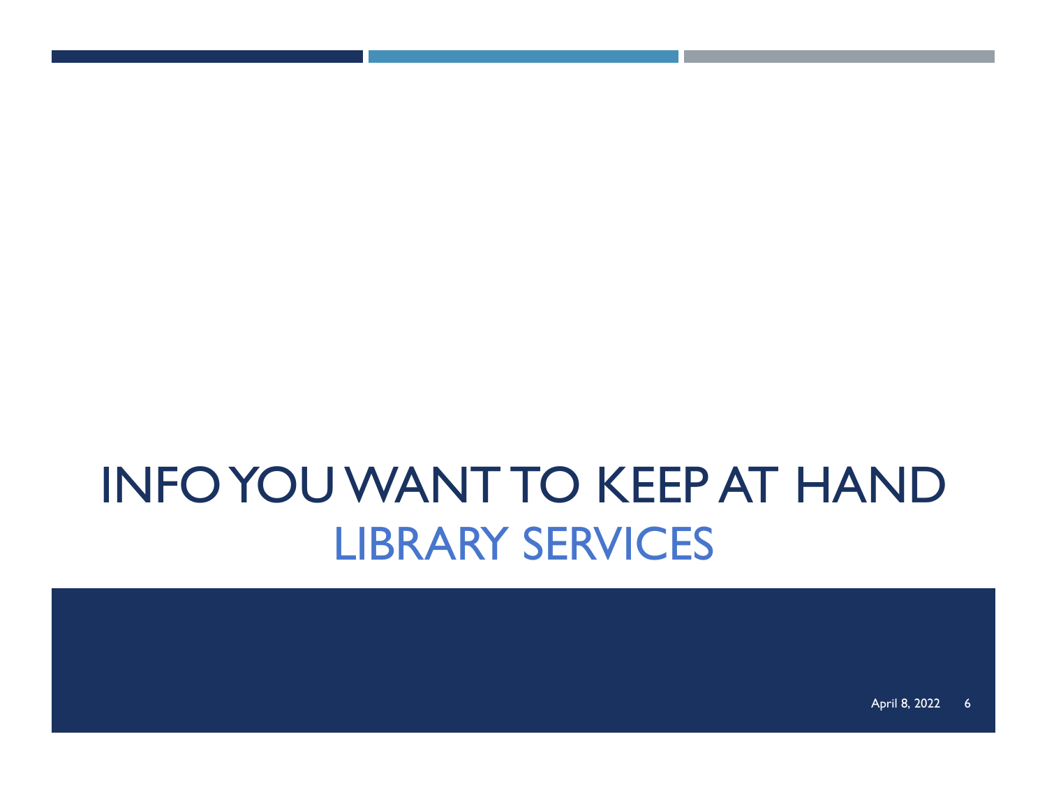# INFO YOU WANT TO KEEP AT HAND

## LIBRARY SERVICES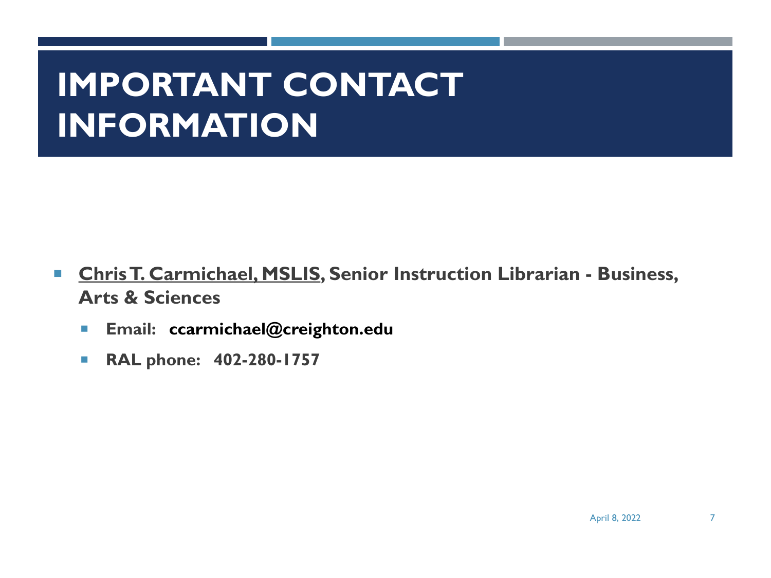# IMPORTANT CONTACT INFORMATION

- **Chris T. Carmichael, MSLIS, Senior Instruction Librarian - Business, Arts & Sciences**
  - **Email: ccarmichael@creighton.edu**
  - **RAL phone: 402-280-1757**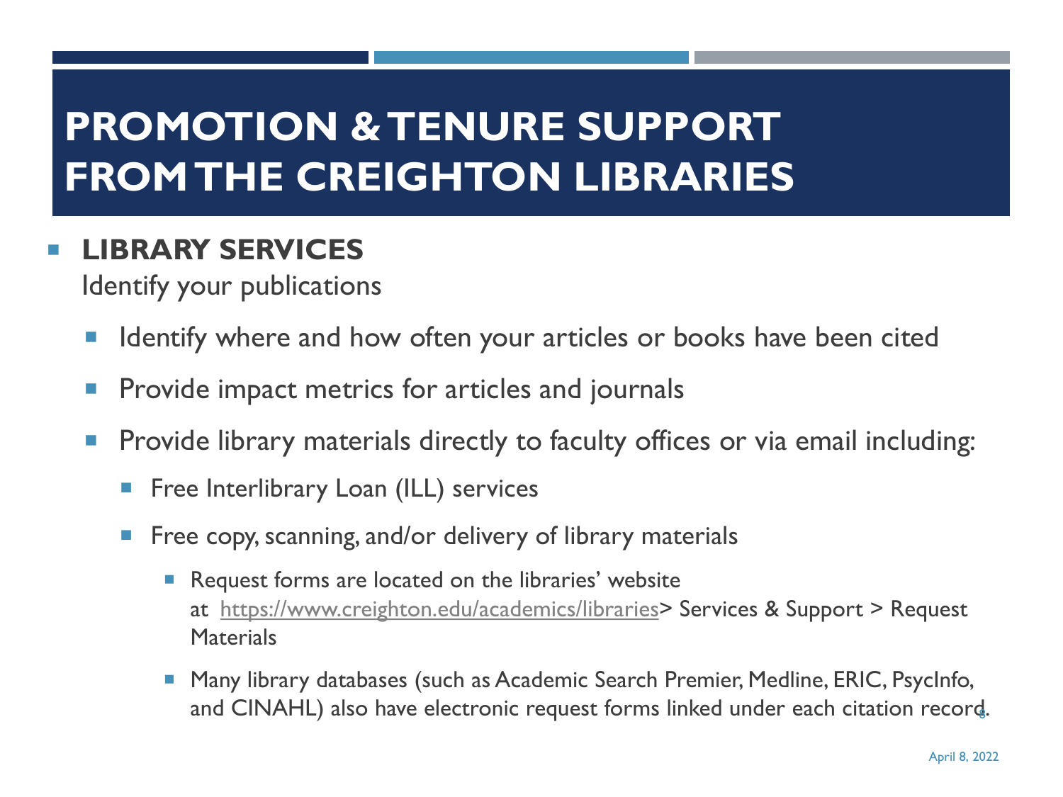# PROMOTION & TENURE SUPPORT FROM THE CREIGHTON LIBRARIES

- **LIBRARY SERVICES**
  Identify your publications
  - Identify where and how often your articles or books have been cited
  - Provide impact metrics for articles and journals
  - Provide library materials directly to faculty offices or via email including:
    - Free Interlibrary Loan (ILL) services
    - Free copy, scanning, and/or delivery of library materials
      - Request forms are located on the libraries' website at https://www.creighton.edu/academics/libraries> Services & Support > Request Materials
      - Many library databases (such as Academic Search Premier, Medline, ERIC, PsycInfo, and CINAHL) also have electronic request forms linked under each citation record.

April 8, 2022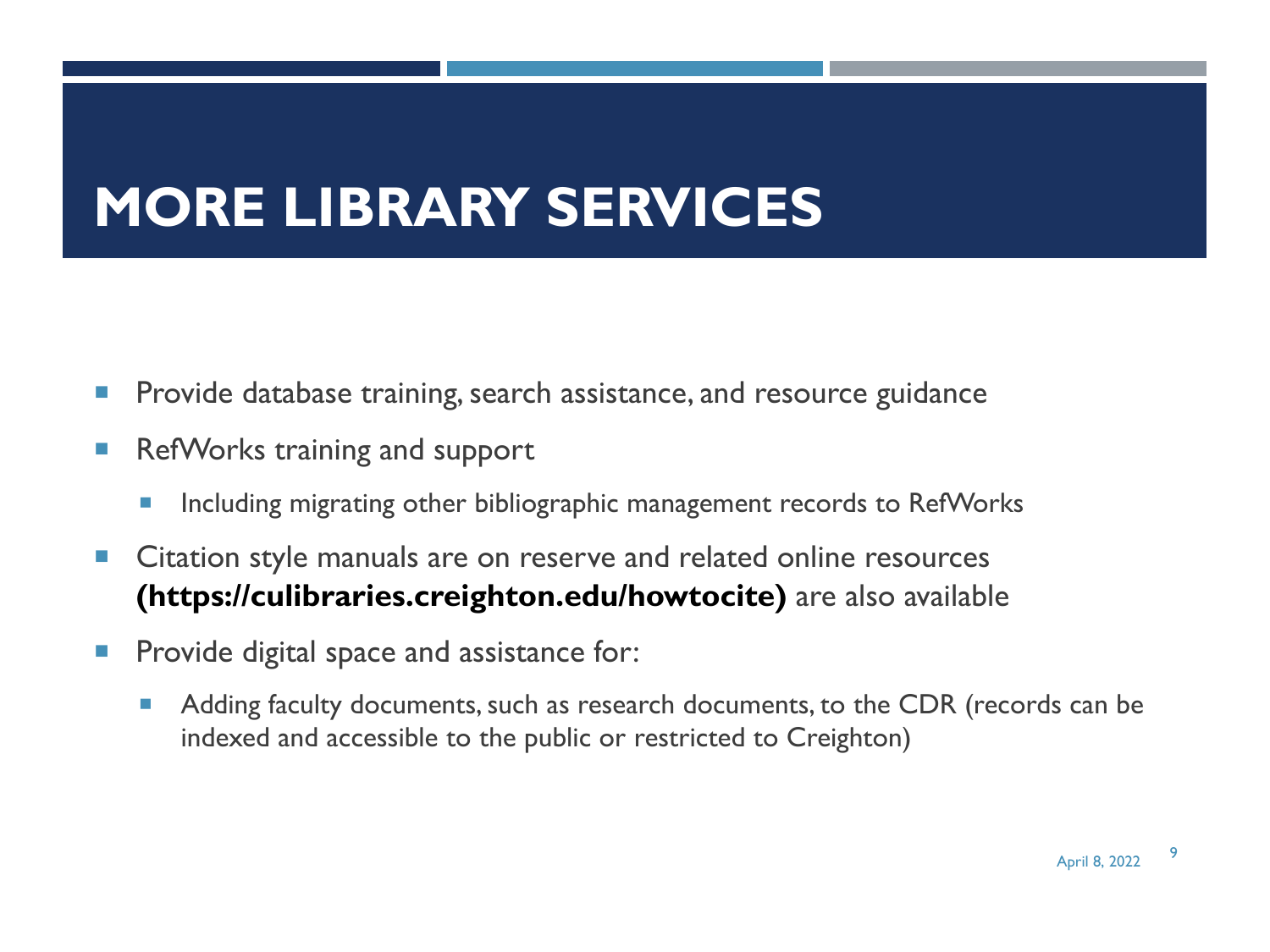# MORE LIBRARY SERVICES

- Provide database training, search assistance, and resource guidance
- RefWorks training and support
  - Including migrating other bibliographic management records to RefWorks
- Citation style manuals are on reserve and related online resources **(https://culibraries.creighton.edu/howtocite)** are also available
- Provide digital space and assistance for:
  - Adding faculty documents, such as research documents, to the CDR (records can be indexed and accessible to the public or restricted to Creighton)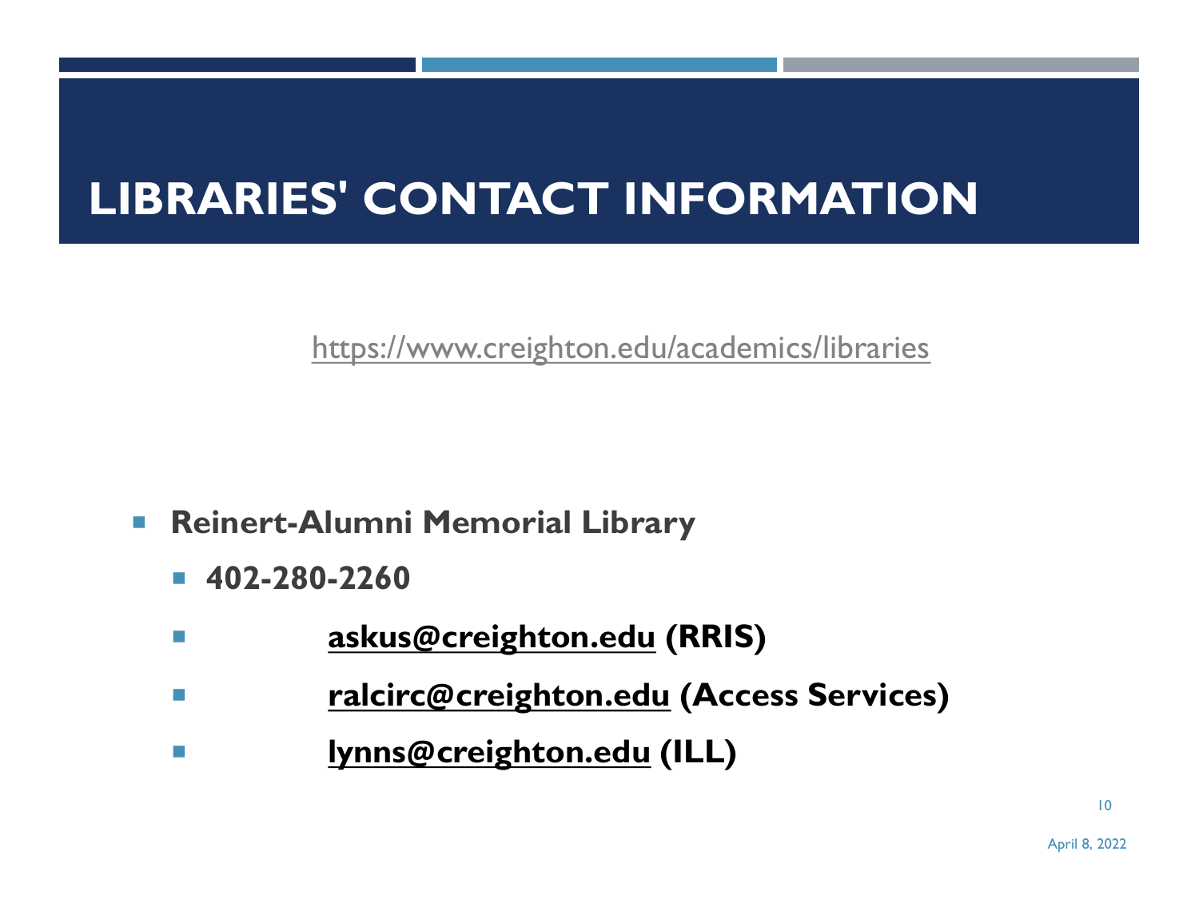# LIBRARIES' CONTACT INFORMATION

https://www.creighton.edu/academics/libraries

- **Reinert-Alumni Memorial Library**
  - **402-280-2260**
  - **askus@creighton.edu (RRIS)**
  - **ralcirc@creighton.edu (Access Services)**
  - **lynns@creighton.edu (ILL)**

April 8, 2022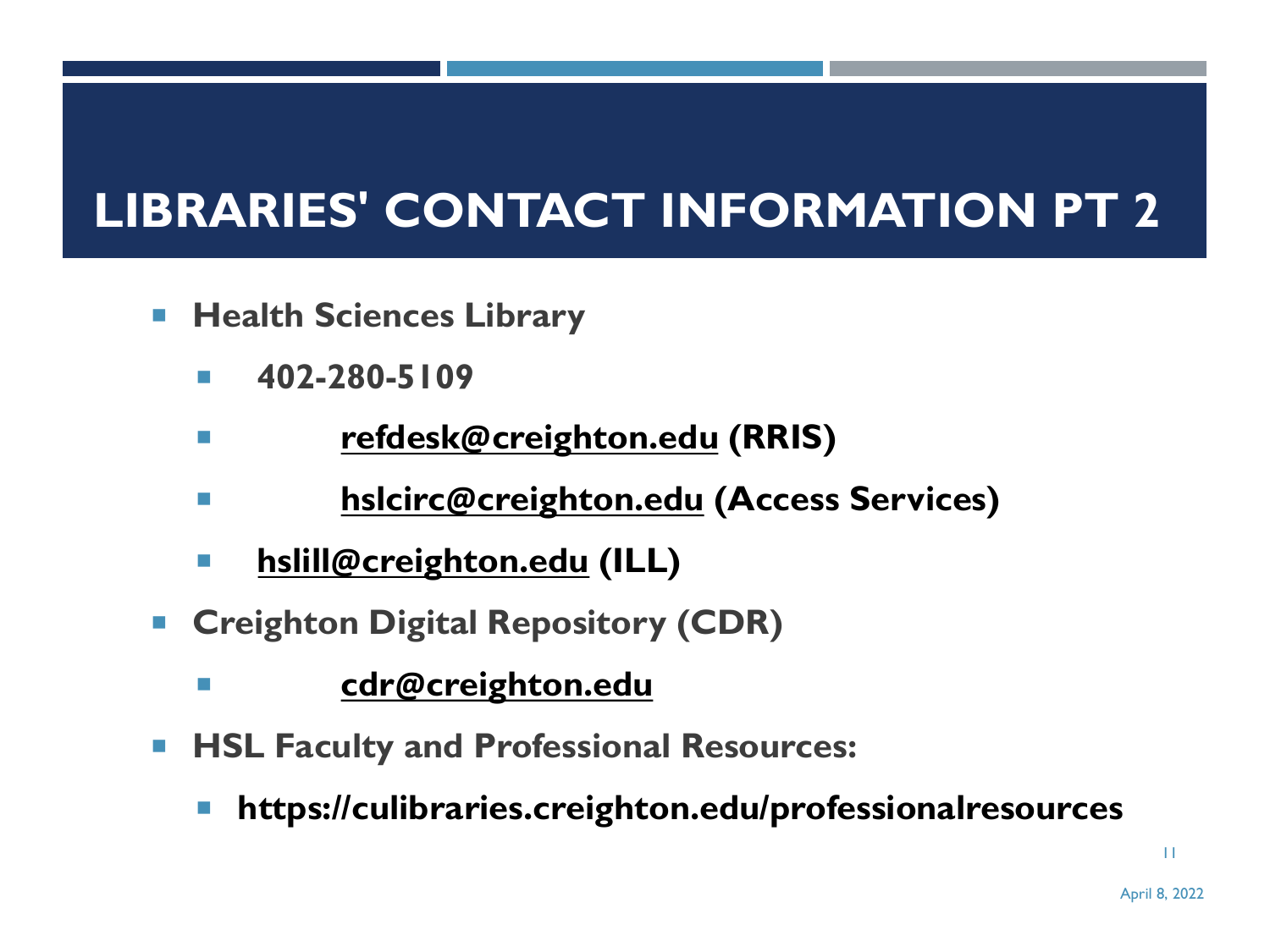# LIBRARIES' CONTACT INFORMATION PT 2

- **Health Sciences Library**
  - **402-280-5109**
  - **refdesk@creighton.edu (RRIS)**
  - **hslcirc@creighton.edu (Access Services)**
  - **hslill@creighton.edu (ILL)**
- **Creighton Digital Repository (CDR)**
  - **cdr@creighton.edu**
- **HSL Faculty and Professional Resources:**
  - **https://culibraries.creighton.edu/professionalresources**

April 8, 2022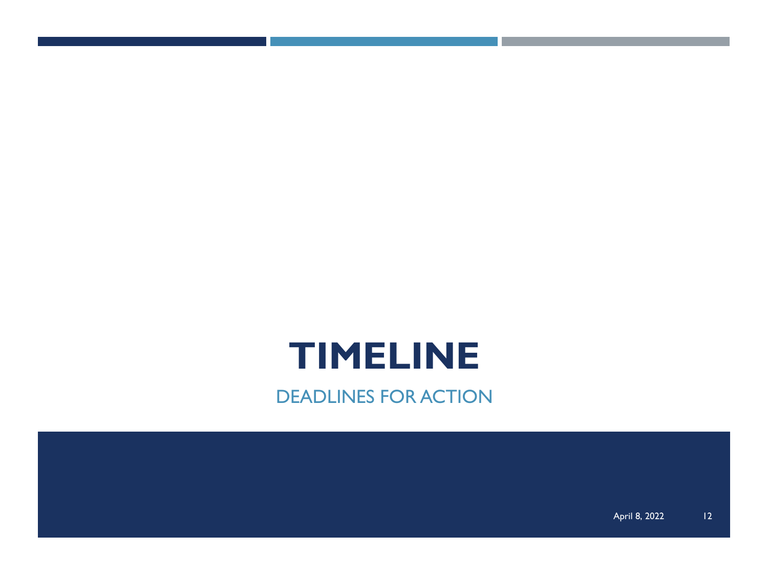# TIMELINE

DEADLINES FOR ACTION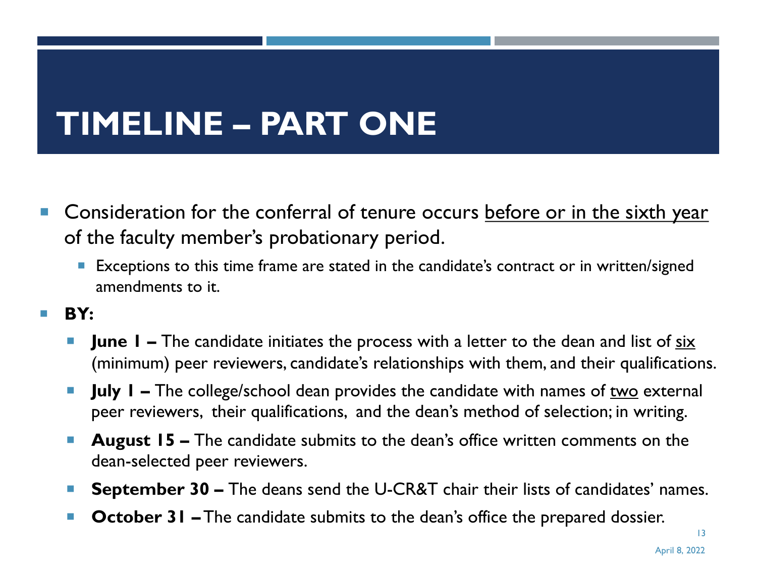# TIMELINE – PART ONE

- Consideration for the conferral of tenure occurs <u>before or in the sixth year</u> of the faculty member's probationary period.
  - Exceptions to this time frame are stated in the candidate's contract or in written/signed amendments to it.
- **BY:**
  - **June 1 –** The candidate initiates the process with a letter to the dean and list of <u>six</u> (minimum) peer reviewers, candidate's relationships with them, and their qualifications.
  - **July 1 –** The college/school dean provides the candidate with names of <u>two</u> external peer reviewers, their qualifications, and the dean's method of selection; in writing.
  - **August 15 –** The candidate submits to the dean's office written comments on the dean-selected peer reviewers.
  - **September 30 –** The deans send the U-CR&T chair their lists of candidates' names.
  - **October 31 –** The candidate submits to the dean's office the prepared dossier.

April 8, 2022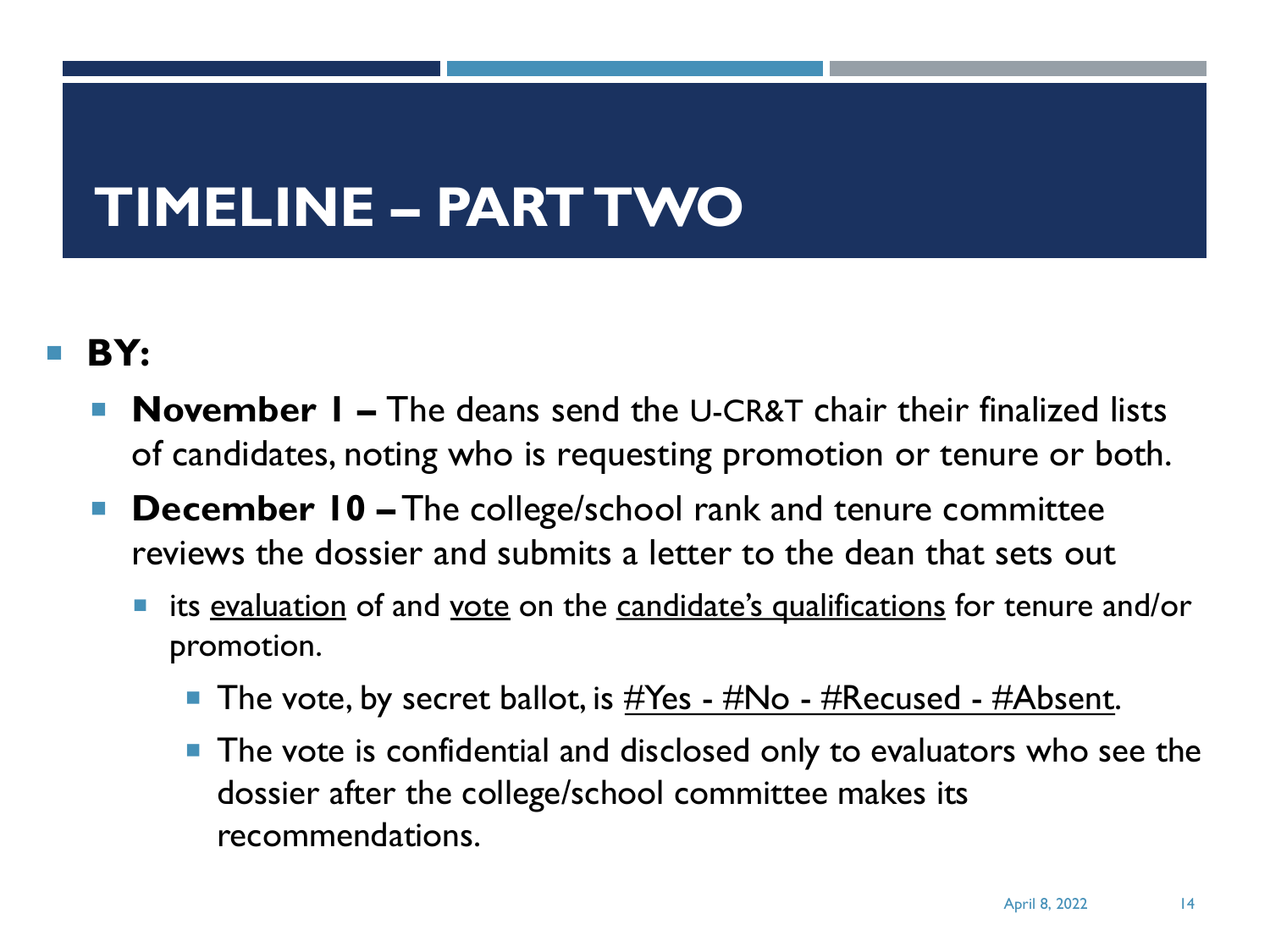# TIMELINE – PART TWO

- **BY:**
  - **November 1 –** The deans send the U-CR&T chair their finalized lists of candidates, noting who is requesting promotion or tenure or both.
  - **December 10 –** The college/school rank and tenure committee reviews the dossier and submits a letter to the dean that sets out
    - its <u>evaluation</u> of and <u>vote</u> on the <u>candidate's qualifications</u> for tenure and/or promotion.
      - The vote, by secret ballot, is <u>#Yes - #No - #Recused - #Absent</u>.
      - The vote is confidential and disclosed only to evaluators who see the dossier after the college/school committee makes its recommendations.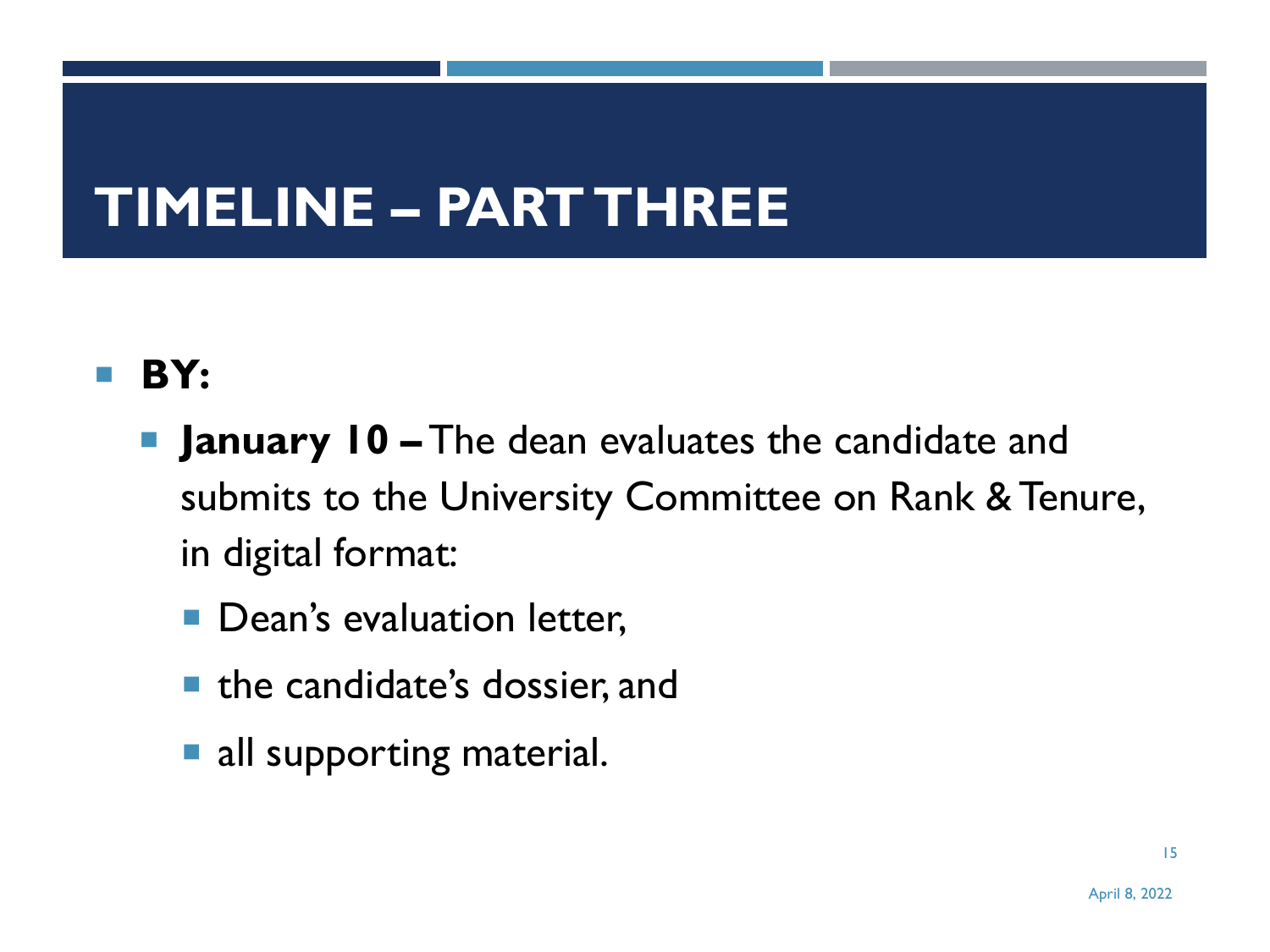# TIMELINE – PART THREE

- **BY:**
  - **January 10 –** The dean evaluates the candidate and submits to the University Committee on Rank & Tenure, in digital format:
    - Dean's evaluation letter,
    - the candidate's dossier, and
    - all supporting material.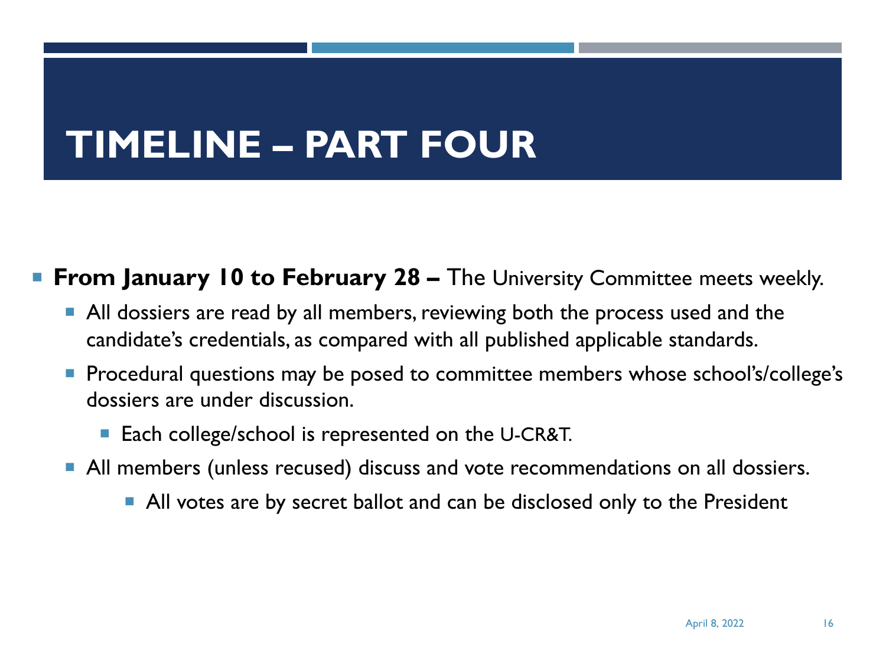# TIMELINE – PART FOUR

- **From January 10 to February 28 –** The University Committee meets weekly.
  - All dossiers are read by all members, reviewing both the process used and the candidate's credentials, as compared with all published applicable standards.
  - Procedural questions may be posed to committee members whose school's/college's dossiers are under discussion.
    - Each college/school is represented on the U-CR&T.
  - All members (unless recused) discuss and vote recommendations on all dossiers.
    - All votes are by secret ballot and can be disclosed only to the President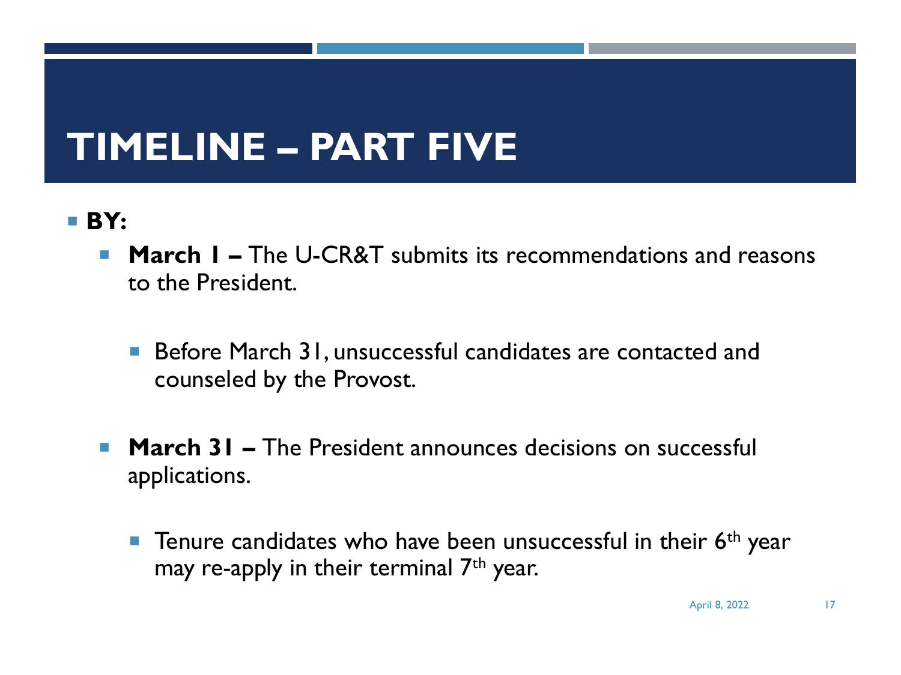# TIMELINE – PART FIVE

- **BY:**
  - **March 1 –** The U-CR&T submits its recommendations and reasons to the President.
    - Before March 31, unsuccessful candidates are contacted and counseled by the Provost.
  - **March 31 –** The President announces decisions on successful applications.
    - Tenure candidates who have been unsuccessful in their 6th year may re-apply in their terminal 7th year.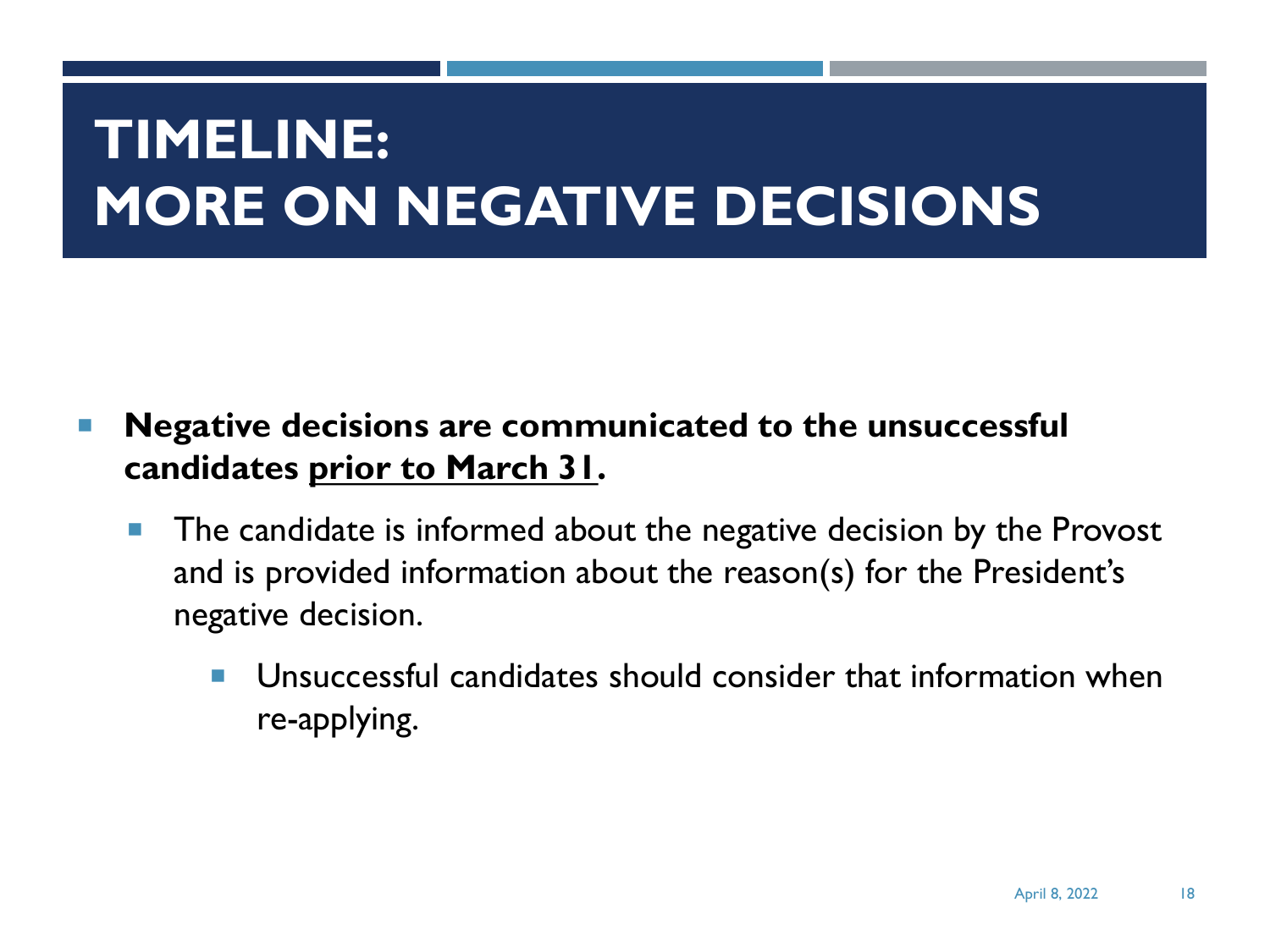# TIMELINE: MORE ON NEGATIVE DECISIONS

- **Negative decisions are communicated to the unsuccessful candidates <u>prior to March 31</u>.**
  - The candidate is informed about the negative decision by the Provost and is provided information about the reason(s) for the President's negative decision.
    - Unsuccessful candidates should consider that information when re-applying.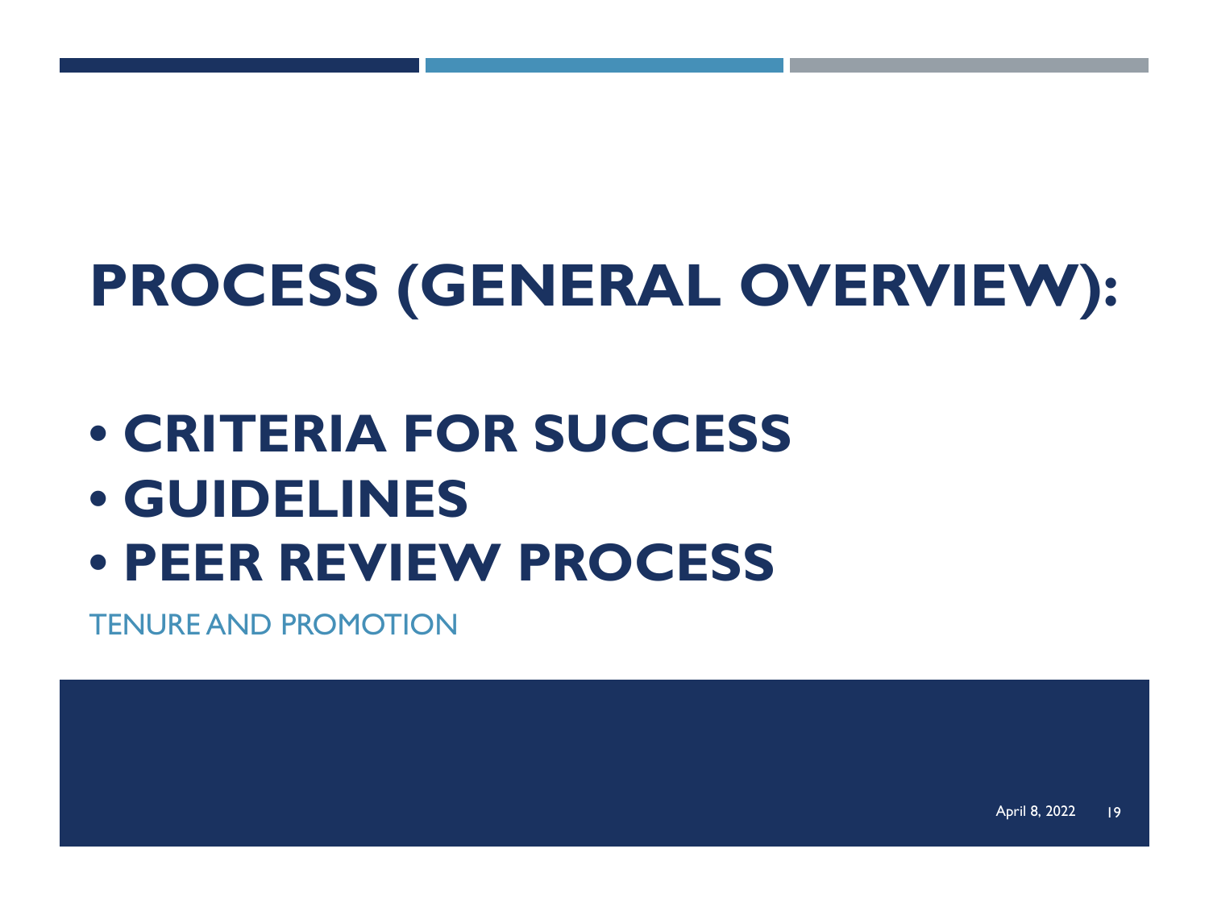# PROCESS (GENERAL OVERVIEW):

- **CRITERIA FOR SUCCESS**
- **GUIDELINES**
- **PEER REVIEW PROCESS**

TENURE AND PROMOTION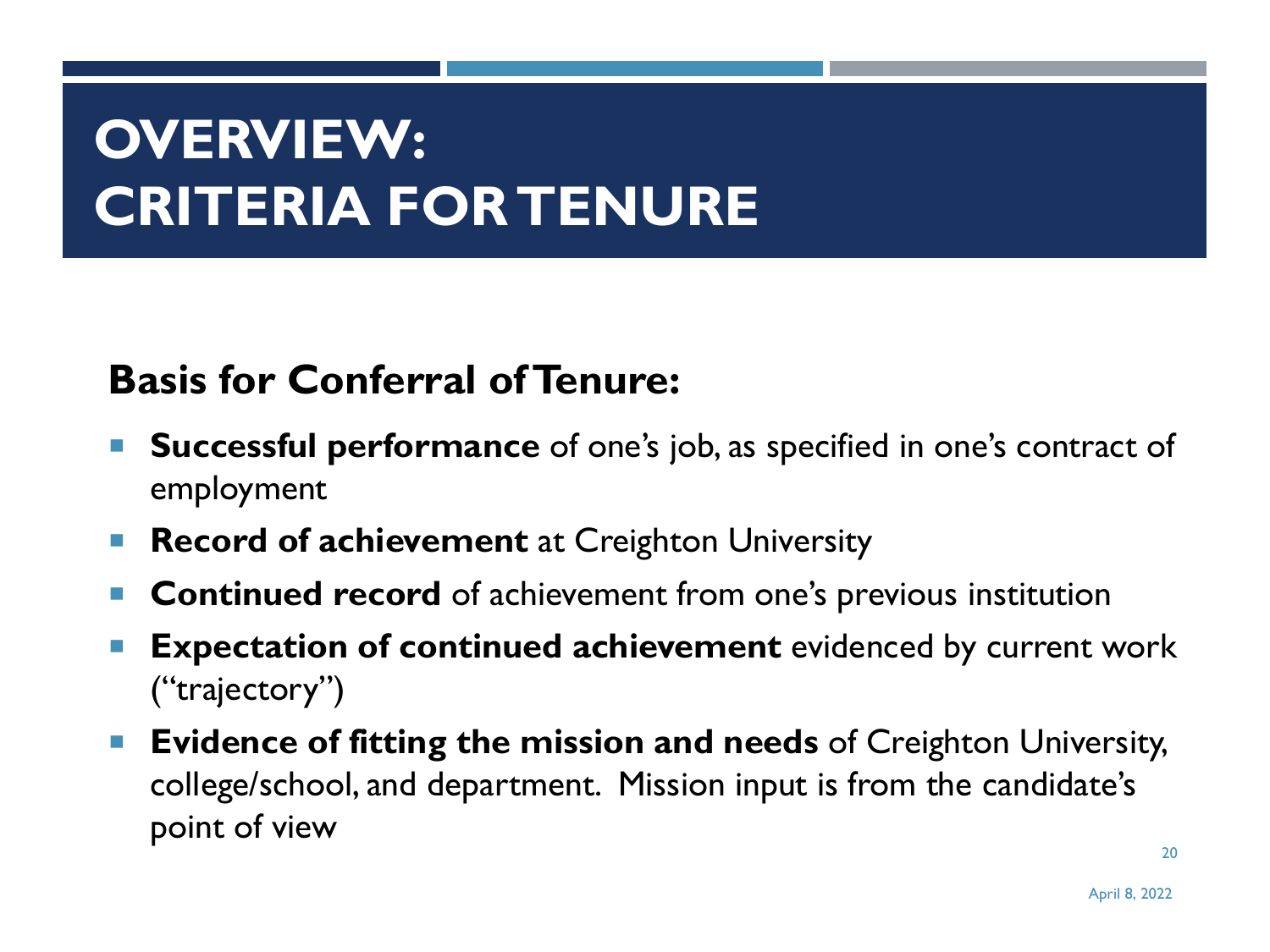# OVERVIEW: CRITERIA FOR TENURE

## Basis for Conferral of Tenure:

- **Successful performance** of one's job, as specified in one's contract of employment
- **Record of achievement** at Creighton University
- **Continued record** of achievement from one's previous institution
- **Expectation of continued achievement** evidenced by current work ("trajectory")
- **Evidence of fitting the mission and needs** of Creighton University, college/school, and department. Mission input is from the candidate's point of view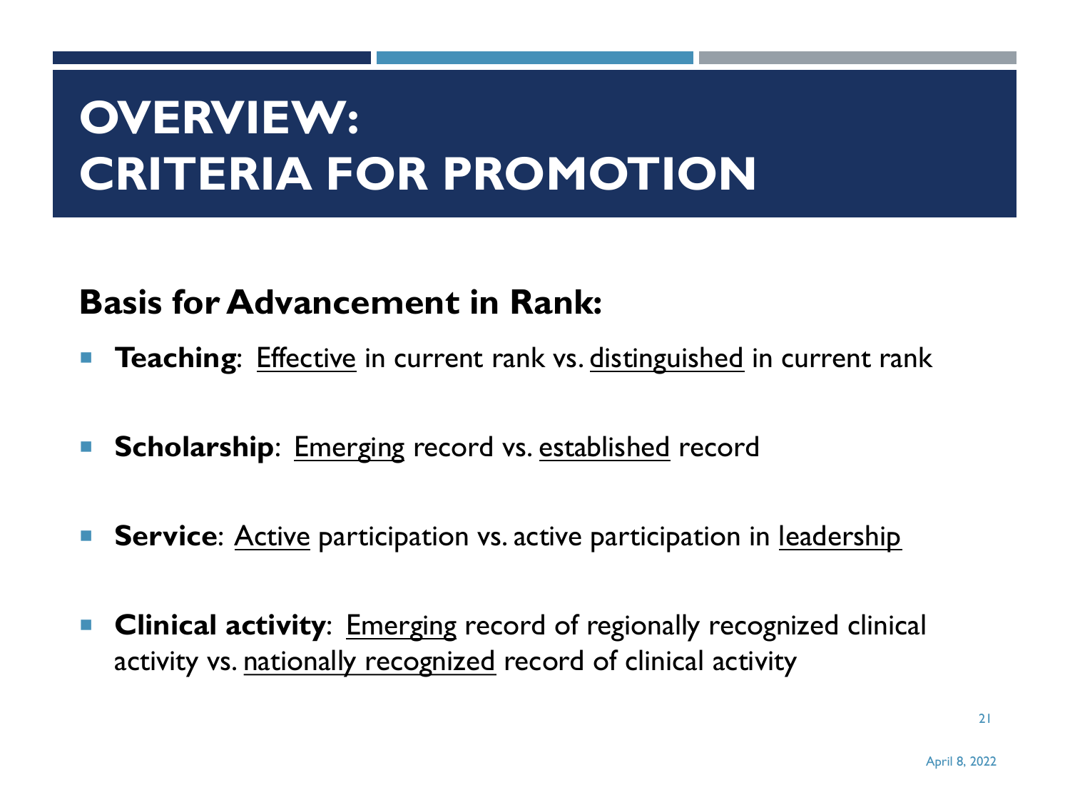# OVERVIEW: CRITERIA FOR PROMOTION

## Basis for Advancement in Rank:

- **Teaching**: <u>Effective</u> in current rank vs. <u>distinguished</u> in current rank
- **Scholarship**: <u>Emerging</u> record vs. <u>established</u> record
- **Service**: <u>Active</u> participation vs. active participation in <u>leadership</u>
- **Clinical activity**: <u>Emerging</u> record of regionally recognized clinical activity vs. <u>nationally recognized</u> record of clinical activity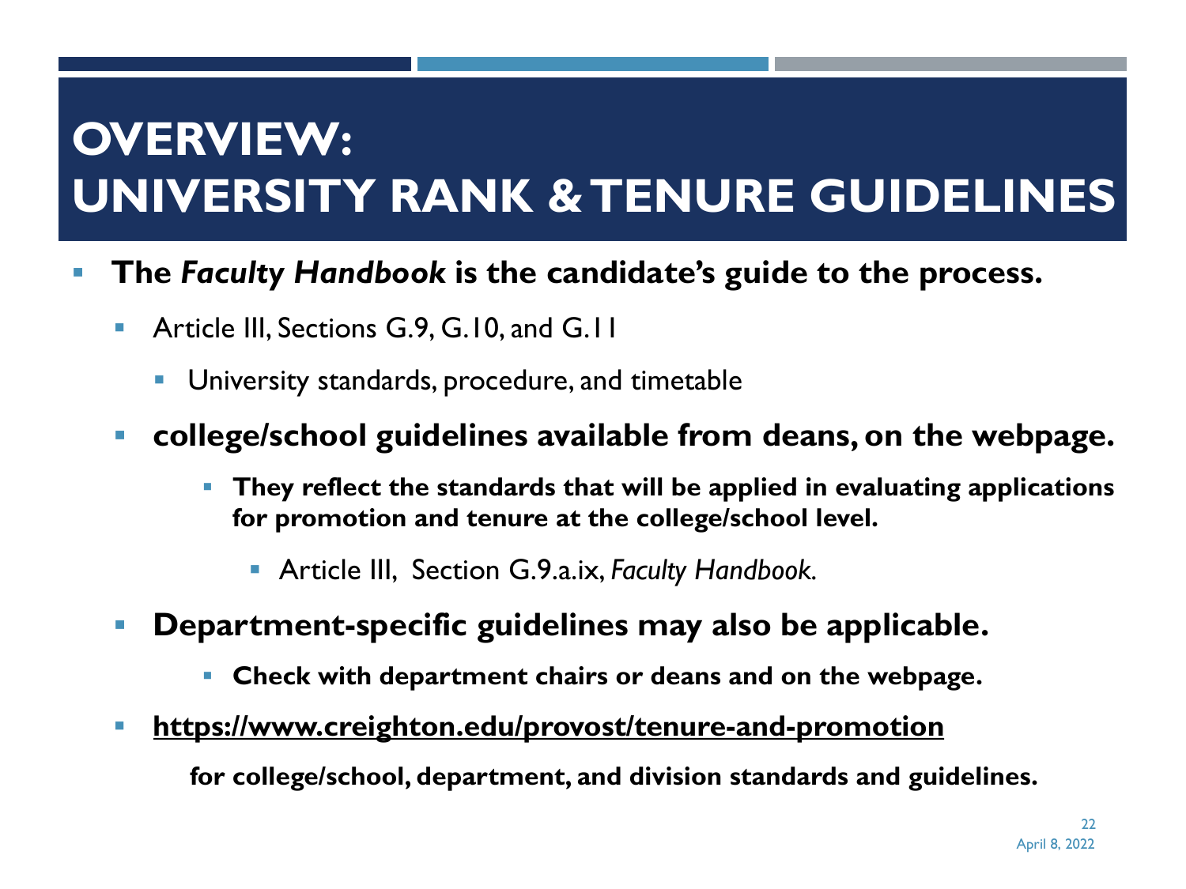# OVERVIEW: UNIVERSITY RANK & TENURE GUIDELINES

- **The *Faculty Handbook* is the candidate's guide to the process.**
  - Article III, Sections G.9, G.10, and G.11
    - University standards, procedure, and timetable
  - **college/school guidelines available from deans, on the webpage.**
    - **They reflect the standards that will be applied in evaluating applications for promotion and tenure at the college/school level.**
      - Article III, Section G.9.a.ix, *Faculty Handbook.*
  - **Department-specific guidelines may also be applicable.**
    - **Check with department chairs or deans and on the webpage.**
  - **https://www.creighton.edu/provost/tenure-and-promotion**

    **for college/school, department, and division standards and guidelines.**

April 8, 2022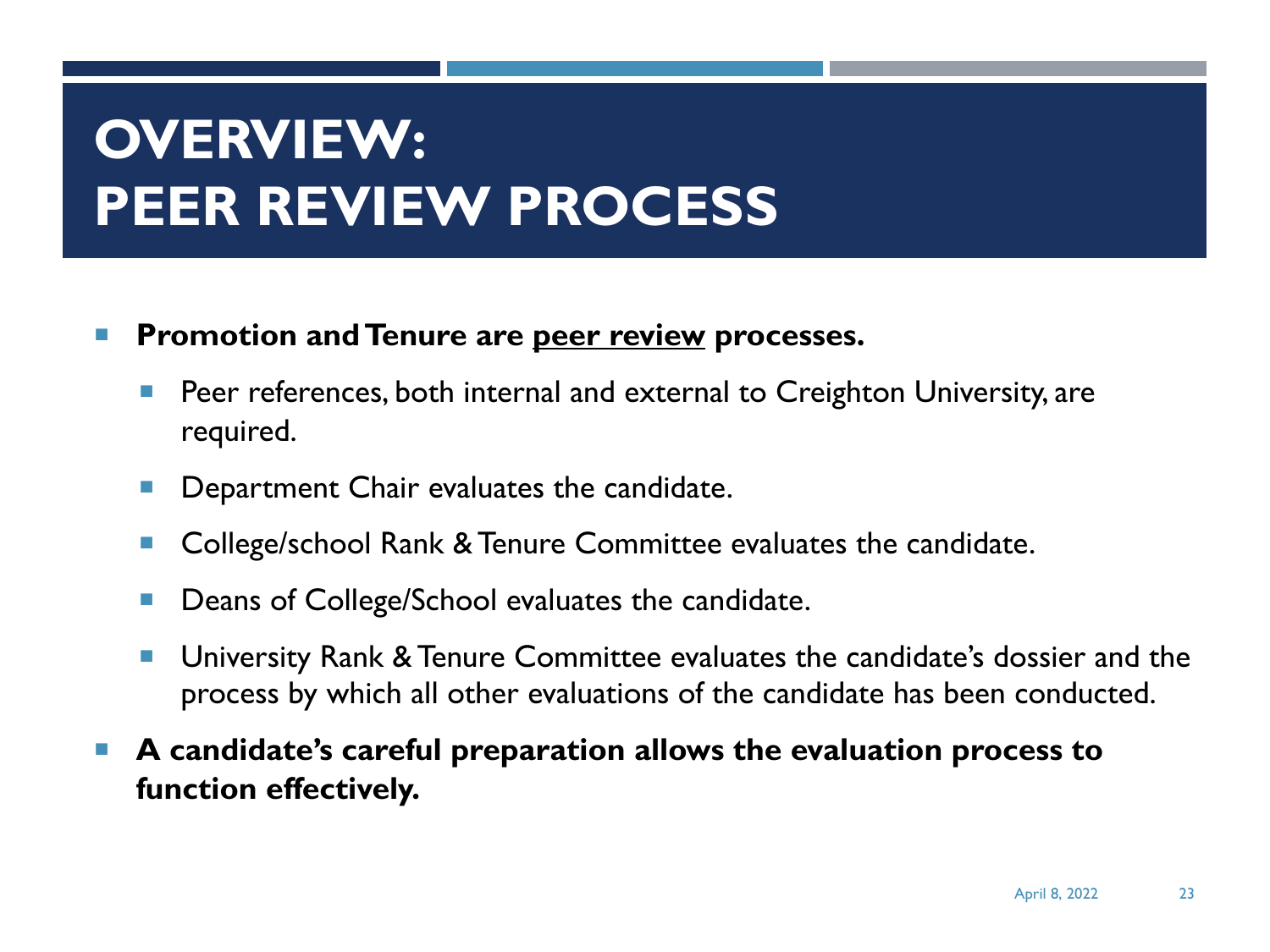# OVERVIEW: PEER REVIEW PROCESS

- **Promotion and Tenure are <u>peer review</u> processes.**
  - Peer references, both internal and external to Creighton University, are required.
  - Department Chair evaluates the candidate.
  - College/school Rank & Tenure Committee evaluates the candidate.
  - Deans of College/School evaluates the candidate.
  - University Rank & Tenure Committee evaluates the candidate's dossier and the process by which all other evaluations of the candidate has been conducted.
- **A candidate's careful preparation allows the evaluation process to function effectively.**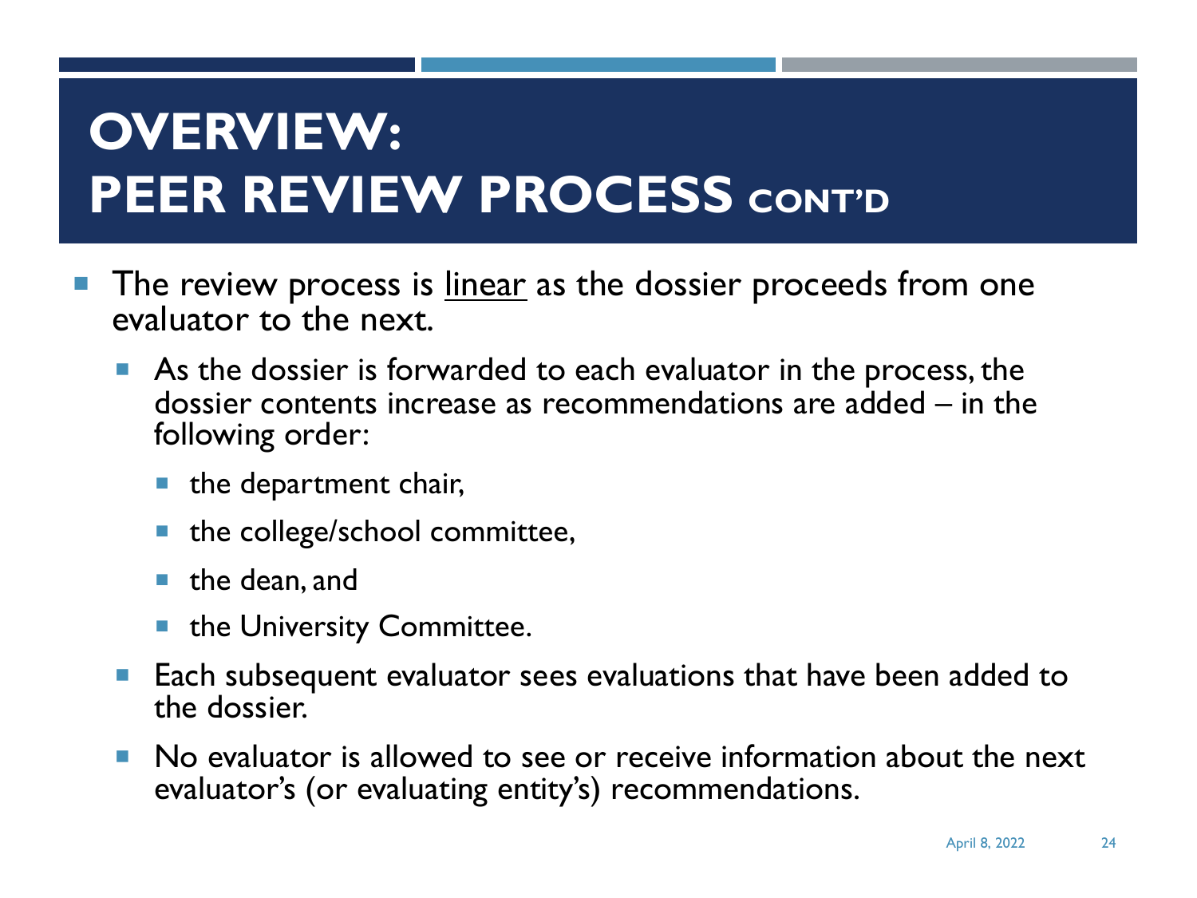# OVERVIEW: PEER REVIEW PROCESS CONT'D

- The review process is <u>linear</u> as the dossier proceeds from one evaluator to the next.
  - As the dossier is forwarded to each evaluator in the process, the dossier contents increase as recommendations are added – in the following order:
    - the department chair,
    - the college/school committee,
    - the dean, and
    - the University Committee.
  - Each subsequent evaluator sees evaluations that have been added to the dossier.
  - No evaluator is allowed to see or receive information about the next evaluator's (or evaluating entity's) recommendations.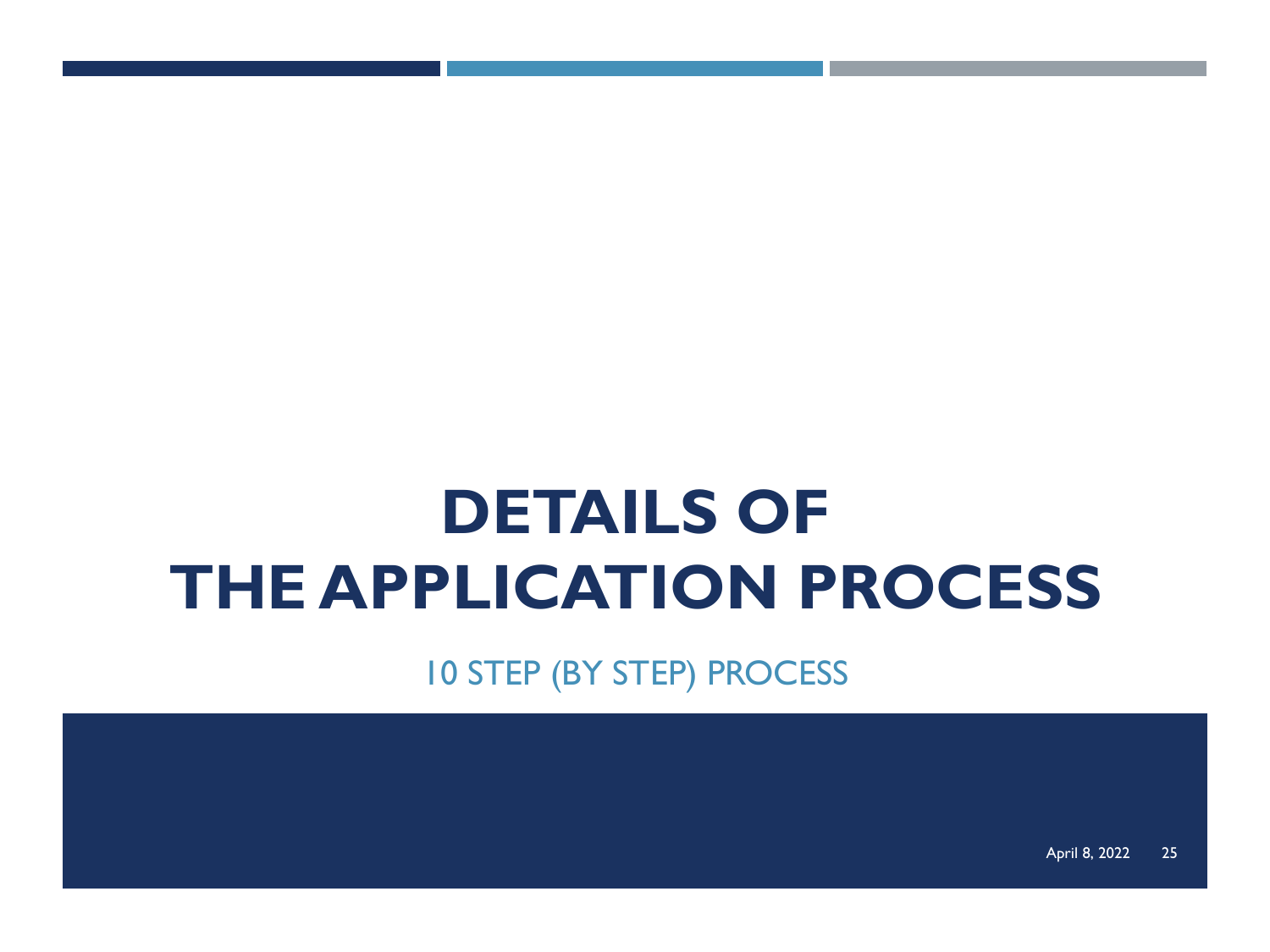# DETAILS OF THE APPLICATION PROCESS

10 STEP (BY STEP) PROCESS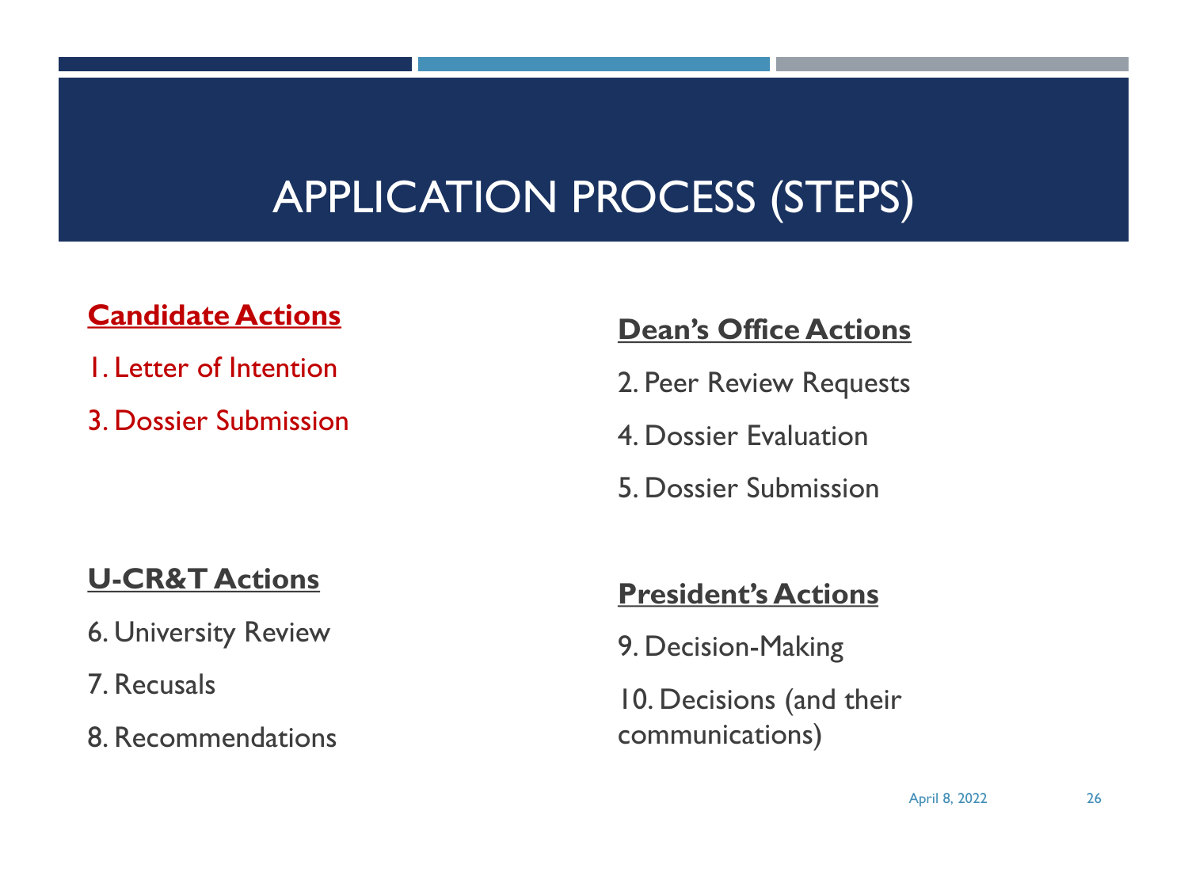# APPLICATION PROCESS (STEPS)

**Candidate Actions**

1. Letter of Intention

3. Dossier Submission

**Dean's Office Actions**

2. Peer Review Requests

4. Dossier Evaluation

5. Dossier Submission

**U-CR&T Actions**

6. University Review

7. Recusals

8. Recommendations

**President's Actions**

9. Decision-Making

10. Decisions (and their communications)

April 8, 2022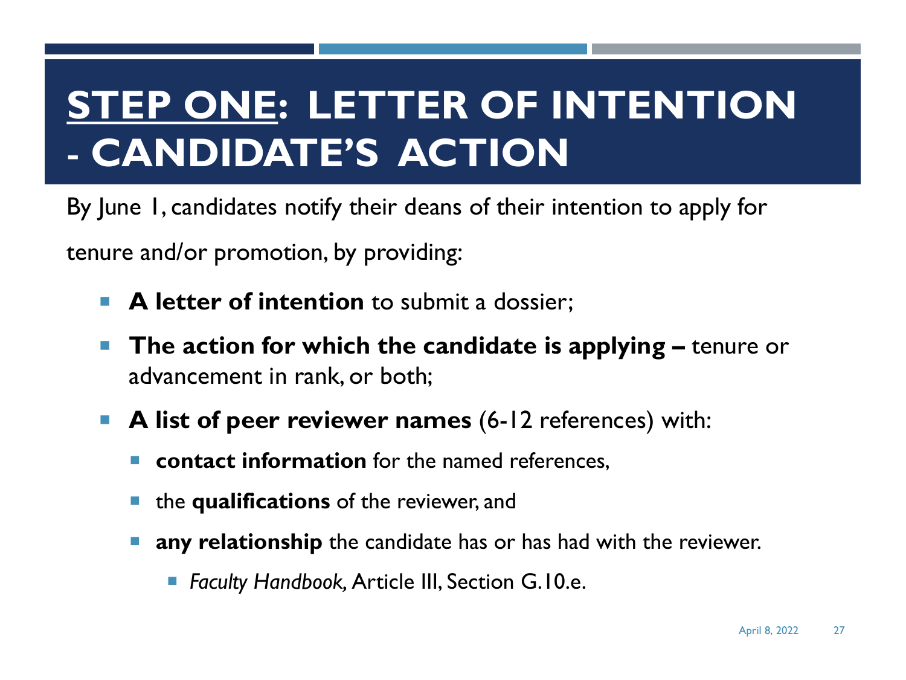# STEP ONE: LETTER OF INTENTION - CANDIDATE'S ACTION

By June 1, candidates notify their deans of their intention to apply for tenure and/or promotion, by providing:

- **A letter of intention** to submit a dossier;
- **The action for which the candidate is applying –** tenure or advancement in rank, or both;
- **A list of peer reviewer names** (6-12 references) with:
  - **contact information** for the named references,
  - the **qualifications** of the reviewer, and
  - **any relationship** the candidate has or has had with the reviewer.
    - *Faculty Handbook,* Article III, Section G.10.e.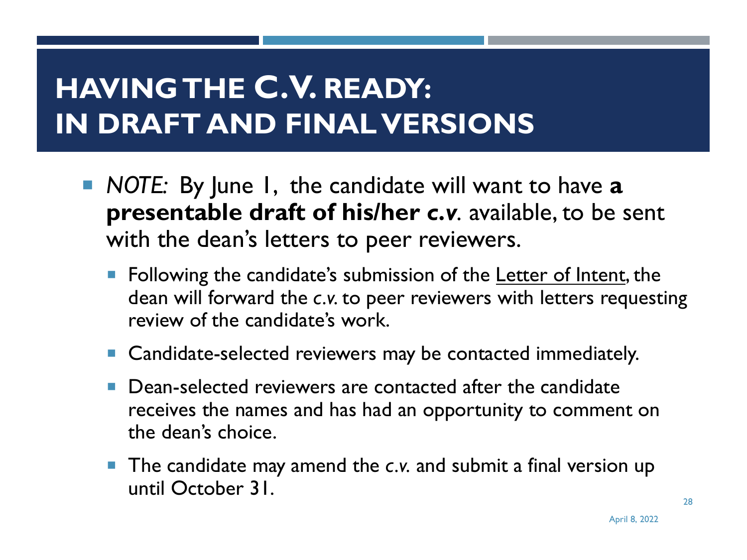# HAVING THE C.V. READY: IN DRAFT AND FINAL VERSIONS

- *NOTE:* By June 1, the candidate will want to have **a presentable draft of his/her *c.v*.** available, to be sent with the dean's letters to peer reviewers.
  - Following the candidate's submission of the <u>Letter of Intent</u>, the dean will forward the *c.v.* to peer reviewers with letters requesting review of the candidate's work.
  - Candidate-selected reviewers may be contacted immediately.
  - Dean-selected reviewers are contacted after the candidate receives the names and has had an opportunity to comment on the dean's choice.
  - The candidate may amend the *c.v.* and submit a final version up until October 31.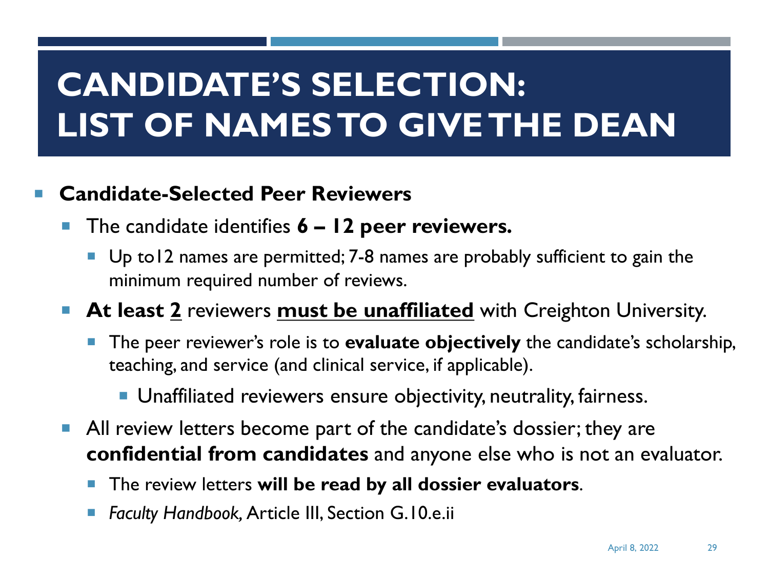# CANDIDATE'S SELECTION: LIST OF NAMES TO GIVE THE DEAN

- **Candidate-Selected Peer Reviewers**
  - The candidate identifies **6 – 12 peer reviewers.**
    - Up to12 names are permitted; 7-8 names are probably sufficient to gain the minimum required number of reviews.
  - **At least <u>2</u>** reviewers **<u>must be unaffiliated</u>** with Creighton University.
    - The peer reviewer's role is to **evaluate objectively** the candidate's scholarship, teaching, and service (and clinical service, if applicable).
      - Unaffiliated reviewers ensure objectivity, neutrality, fairness.
  - All review letters become part of the candidate's dossier; they are **confidential from candidates** and anyone else who is not an evaluator.
    - The review letters **will be read by all dossier evaluators**.
    - *Faculty Handbook,* Article III, Section G.10.e.ii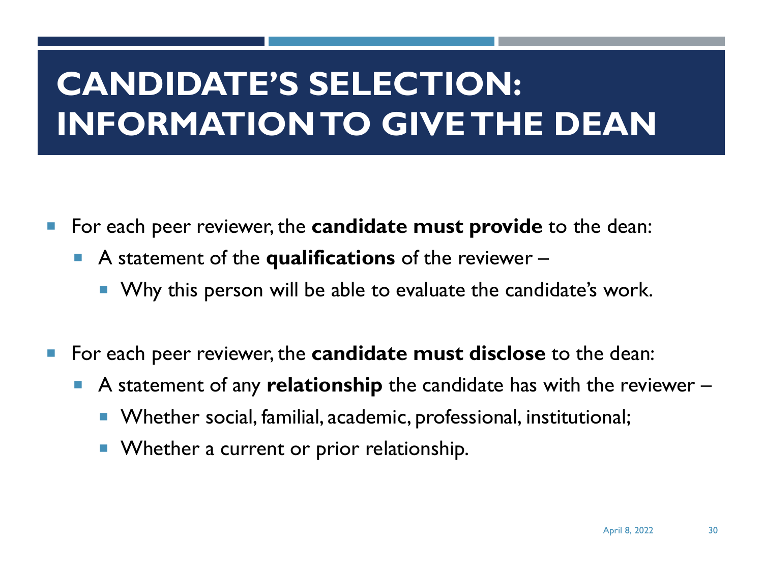# CANDIDATE'S SELECTION: INFORMATION TO GIVE THE DEAN

- For each peer reviewer, the **candidate must provide** to the dean:
  - A statement of the **qualifications** of the reviewer –
    - Why this person will be able to evaluate the candidate's work.

- For each peer reviewer, the **candidate must disclose** to the dean:
  - A statement of any **relationship** the candidate has with the reviewer –
    - Whether social, familial, academic, professional, institutional;
    - Whether a current or prior relationship.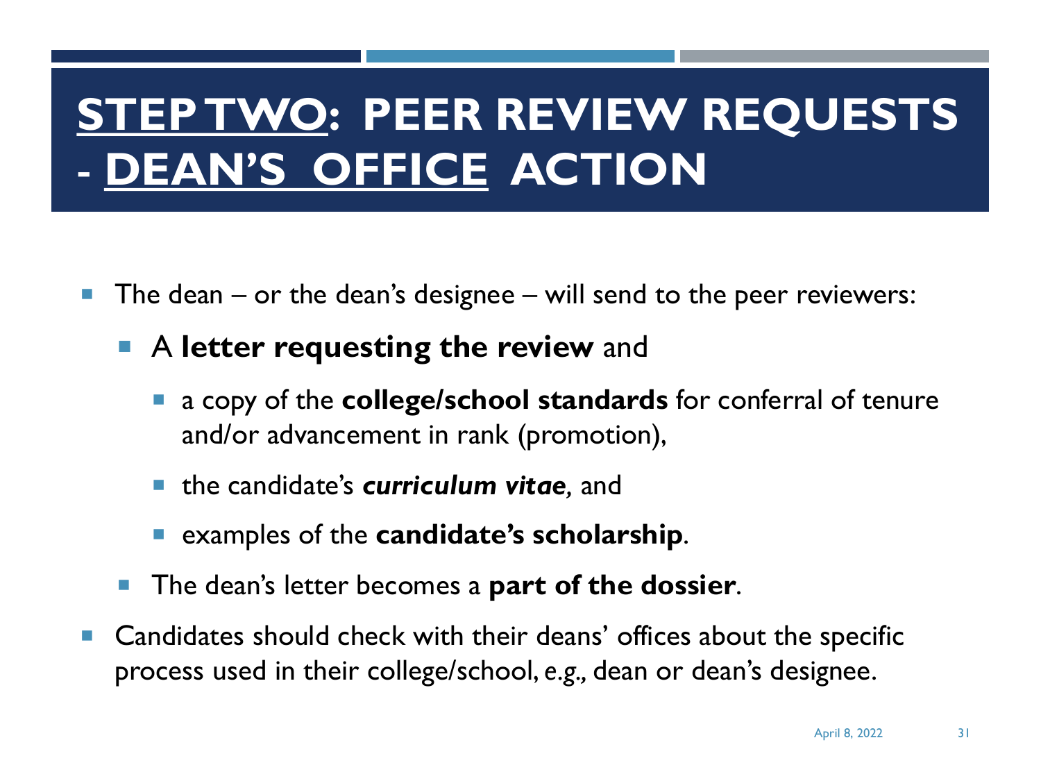# STEP TWO: PEER REVIEW REQUESTS - DEAN'S OFFICE ACTION

- The dean – or the dean's designee – will send to the peer reviewers:
  - A **letter requesting the review** and
    - a copy of the **college/school standards** for conferral of tenure and/or advancement in rank (promotion),
    - the candidate's ***curriculum vitae*,** and
    - examples of the **candidate's scholarship**.
  - The dean's letter becomes a **part of the dossier**.
- Candidates should check with their deans' offices about the specific process used in their college/school, *e.g.*, dean or dean's designee.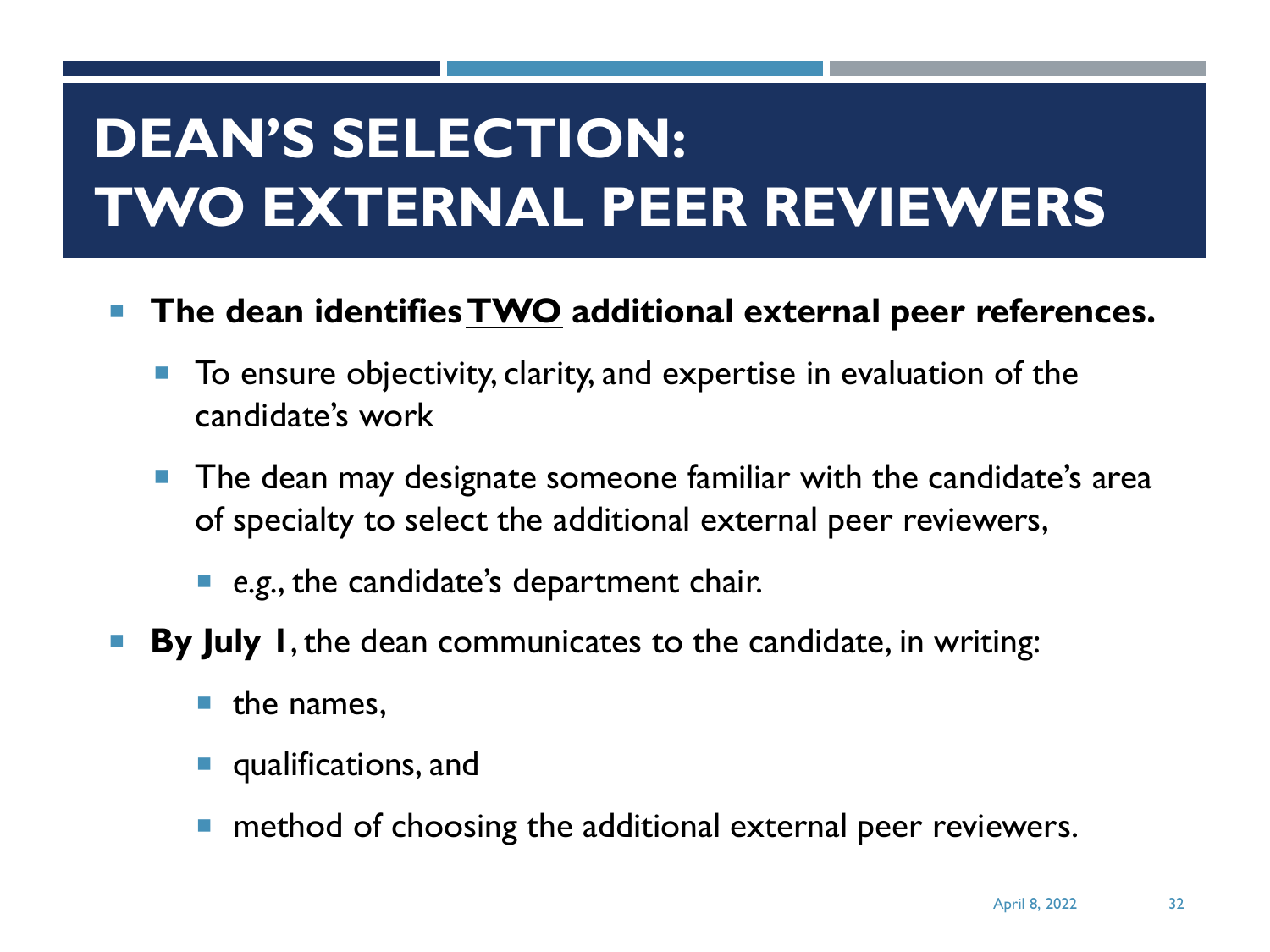# DEAN'S SELECTION: TWO EXTERNAL PEER REVIEWERS

- **The dean identifies <u>TWO</u> additional external peer references.**
  - To ensure objectivity, clarity, and expertise in evaluation of the candidate's work
  - The dean may designate someone familiar with the candidate's area of specialty to select the additional external peer reviewers,
    - *e.g.*, the candidate's department chair.
- **By July 1**, the dean communicates to the candidate, in writing:
  - the names,
  - qualifications, and
  - method of choosing the additional external peer reviewers.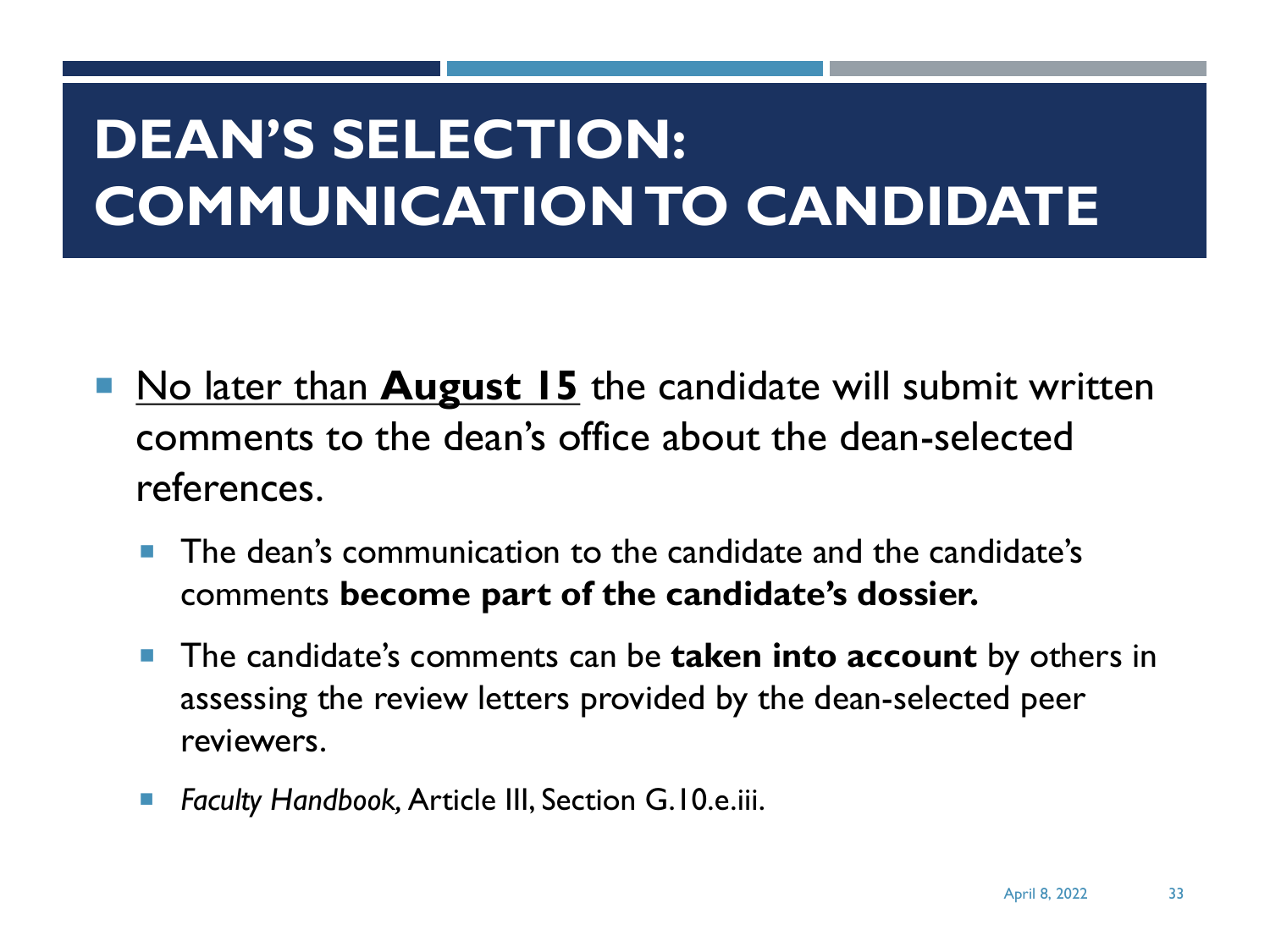# DEAN'S SELECTION: COMMUNICATION TO CANDIDATE

- <u>No later than **August 15**</u> the candidate will submit written comments to the dean's office about the dean-selected references.
  - The dean's communication to the candidate and the candidate's comments **become part of the candidate's dossier.**
  - The candidate's comments can be **taken into account** by others in assessing the review letters provided by the dean-selected peer reviewers.
  - *Faculty Handbook,* Article III, Section G.10.e.iii.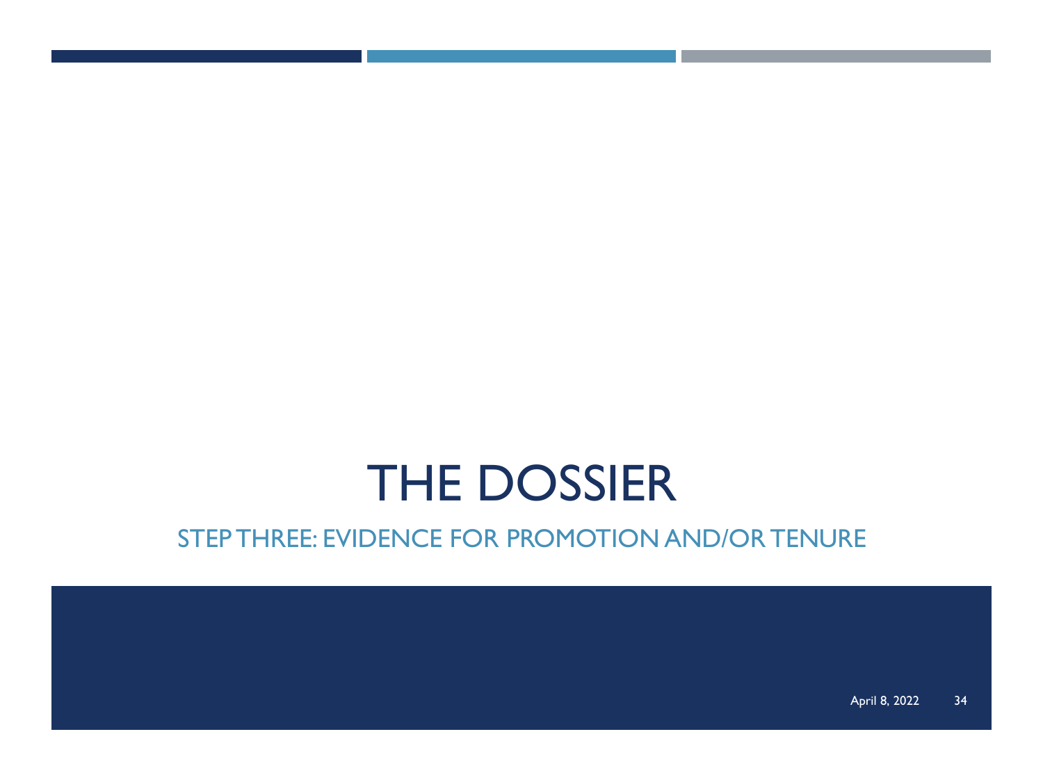# THE DOSSIER

## STEP THREE: EVIDENCE FOR PROMOTION AND/OR TENURE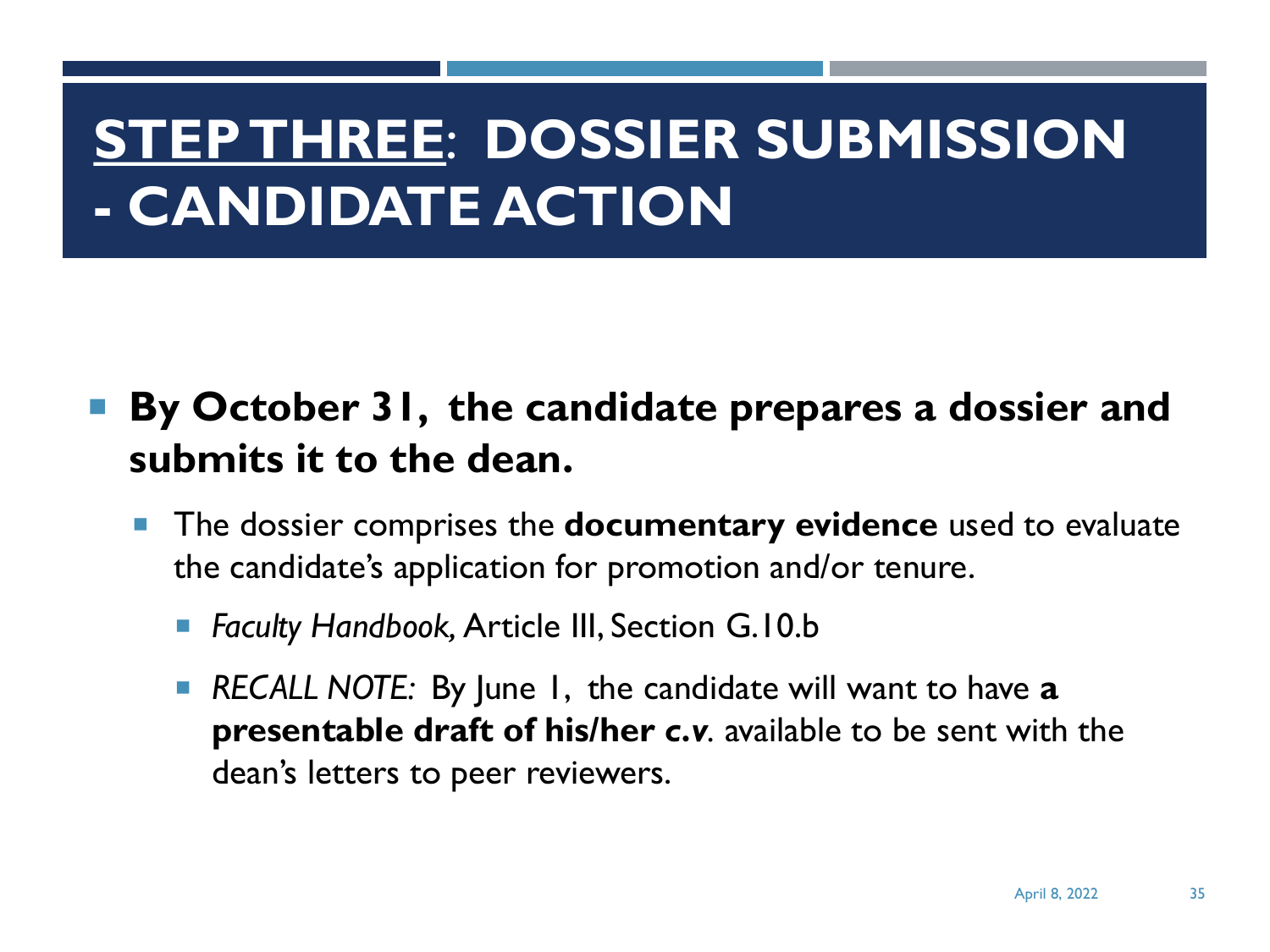# STEP THREE: DOSSIER SUBMISSION - CANDIDATE ACTION

- **By October 31, the candidate prepares a dossier and submits it to the dean.**
  - The dossier comprises the **documentary evidence** used to evaluate the candidate's application for promotion and/or tenure.
    - *Faculty Handbook,* Article III, Section G.10.b
    - *RECALL NOTE:* By June 1, the candidate will want to have **a presentable draft of his/her *c.v*.** available to be sent with the dean's letters to peer reviewers.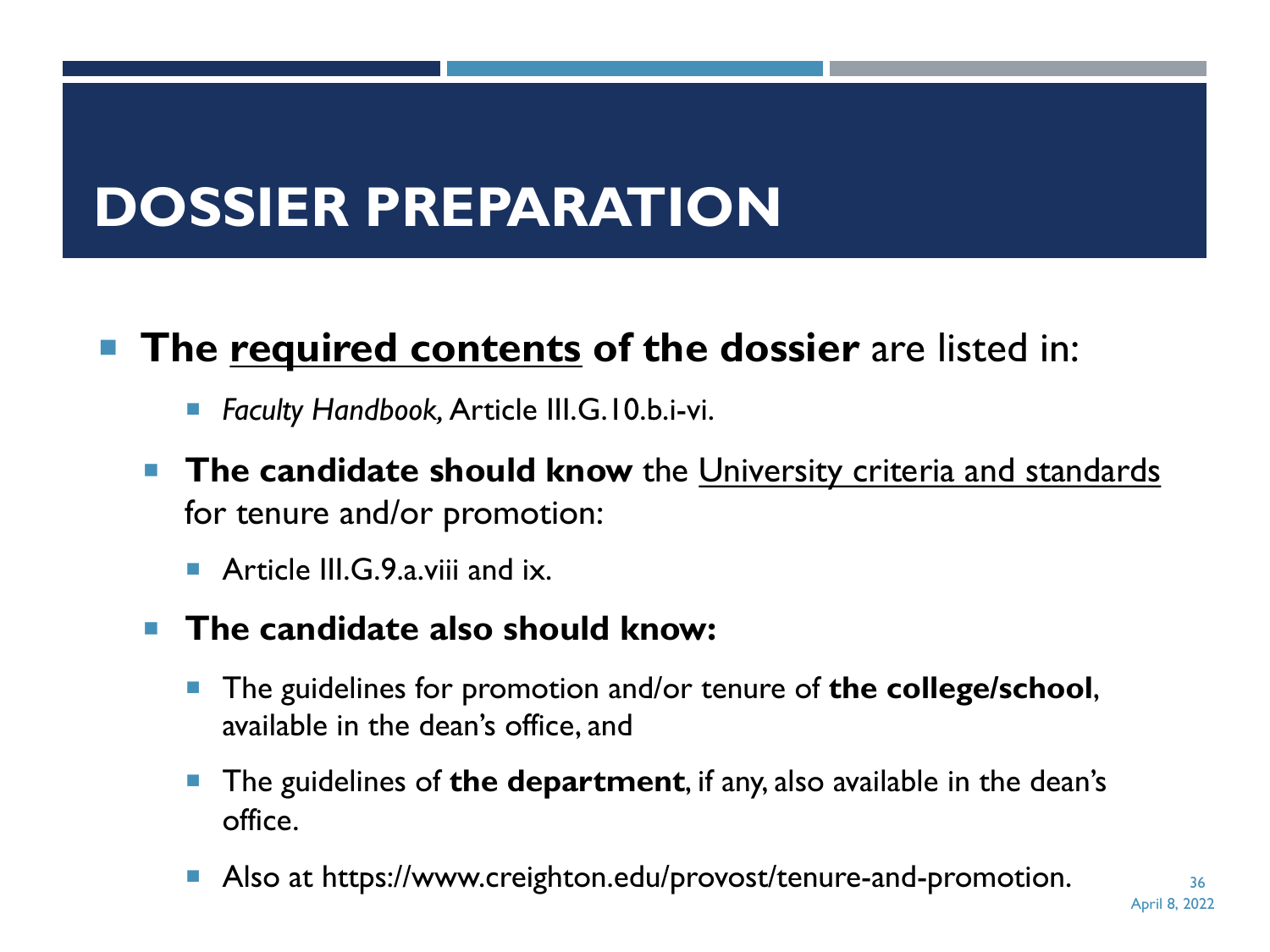# DOSSIER PREPARATION

- **The required contents of the dossier** are listed in:
  - *Faculty Handbook,* Article III.G.10.b.i-vi.
  - **The candidate should know** the University criteria and standards for tenure and/or promotion:
    - Article III.G.9.a.viii and ix.
  - **The candidate also should know:**
    - The guidelines for promotion and/or tenure of **the college/school**, available in the dean's office, and
    - The guidelines of **the department**, if any, also available in the dean's office.
    - Also at https://www.creighton.edu/provost/tenure-and-promotion.

April 8, 2022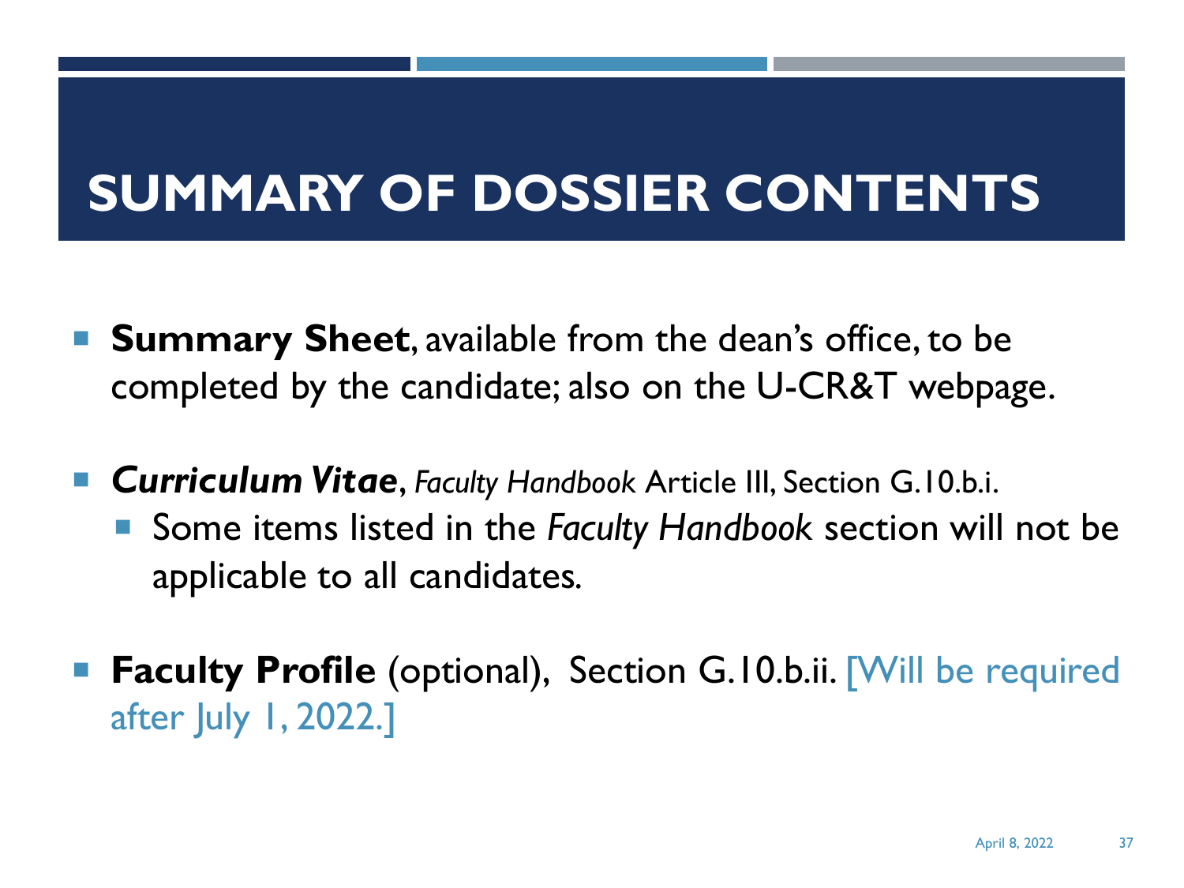# SUMMARY OF DOSSIER CONTENTS

- **Summary Sheet**, available from the dean's office, to be completed by the candidate; also on the U-CR&T webpage.
- ***Curriculum Vitae***, *Faculty Handbook* Article III, Section G.10.b.i.
  - Some items listed in the *Faculty Handbook* section will not be applicable to all candidates.
- **Faculty Profile** (optional), Section G.10.b.ii. [Will be required after July 1, 2022.]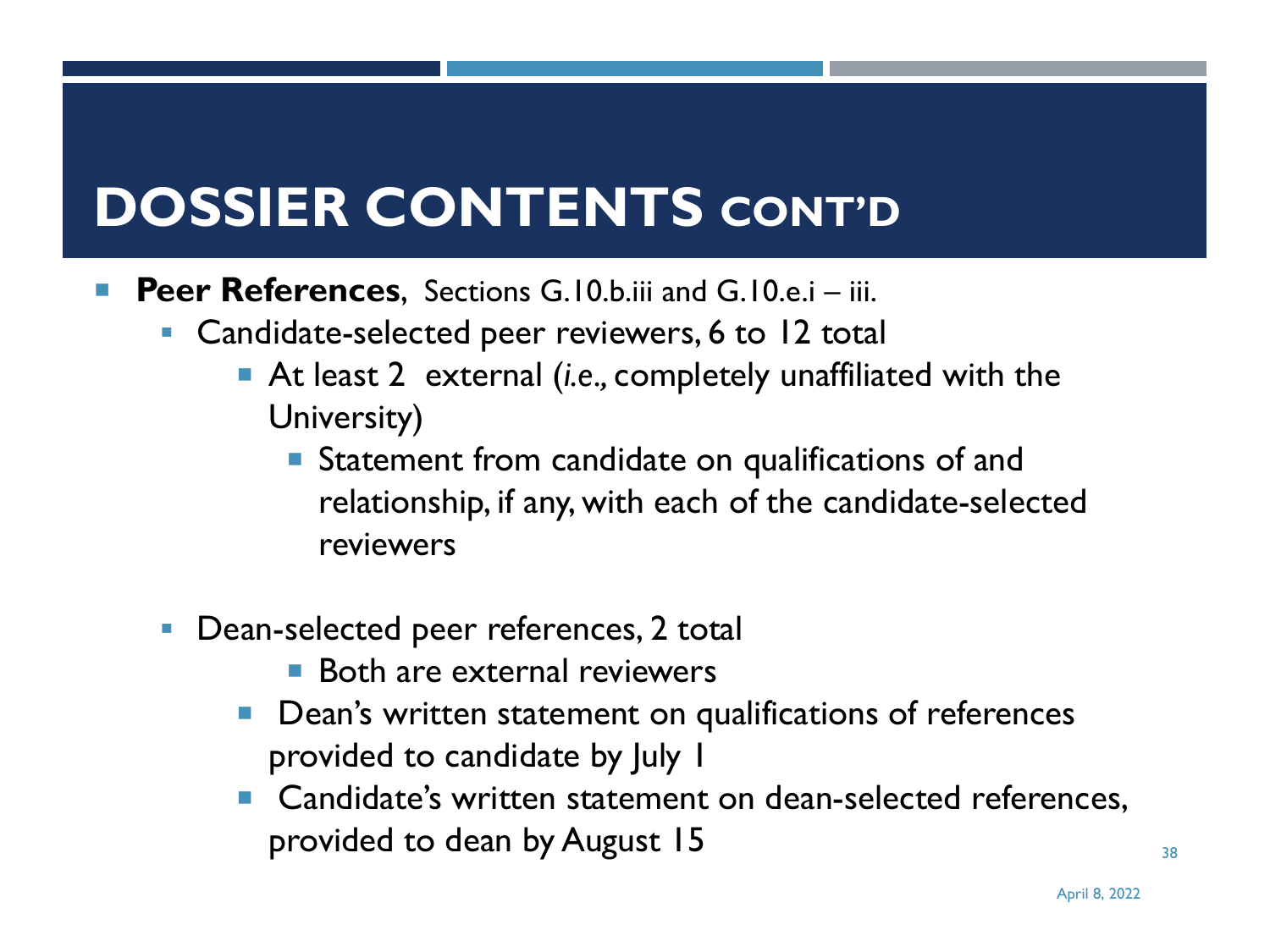# DOSSIER CONTENTS CONT'D

- **Peer References**, Sections G.10.b.iii and G.10.e.i – iii.
  - Candidate-selected peer reviewers, 6 to 12 total
    - At least 2 external (*i.e.*, completely unaffiliated with the University)
      - Statement from candidate on qualifications of and relationship, if any, with each of the candidate-selected reviewers
  - Dean-selected peer references, 2 total
      - Both are external reviewers
    - Dean's written statement on qualifications of references provided to candidate by July 1
    - Candidate's written statement on dean-selected references, provided to dean by August 15

April 8, 2022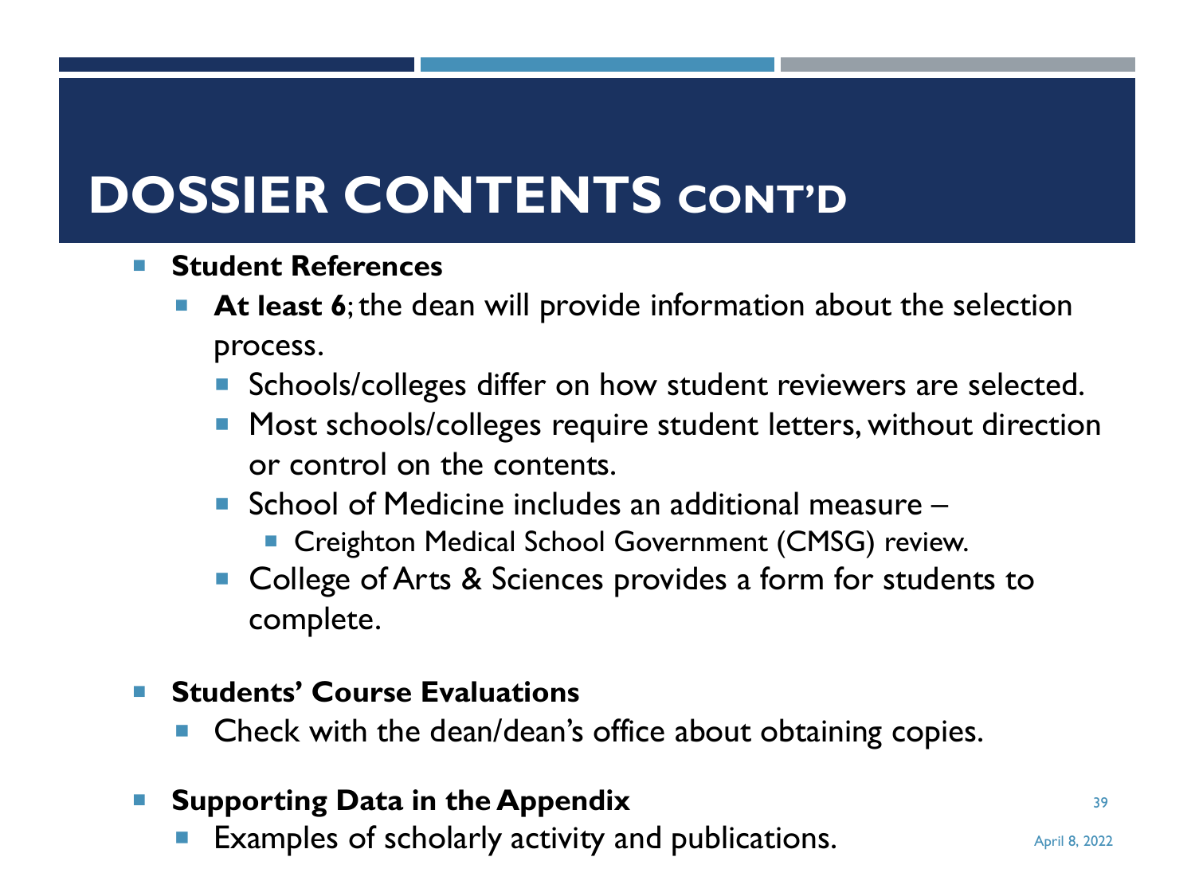# DOSSIER CONTENTS CONT'D

- **Student References**
  - **At least 6**; the dean will provide information about the selection process.
    - Schools/colleges differ on how student reviewers are selected.
    - Most schools/colleges require student letters, without direction or control on the contents.
    - School of Medicine includes an additional measure –
      - Creighton Medical School Government (CMSG) review.
    - College of Arts & Sciences provides a form for students to complete.

- **Students' Course Evaluations**
  - Check with the dean/dean's office about obtaining copies.

- **Supporting Data in the Appendix**
  - Examples of scholarly activity and publications.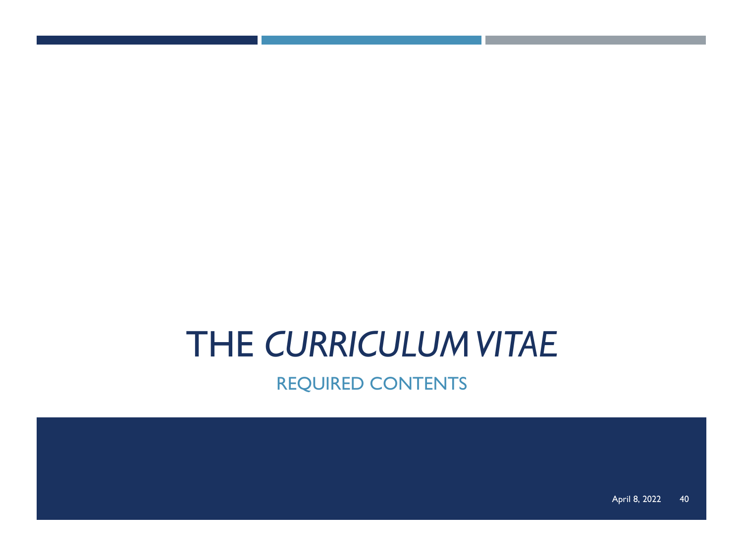# THE *CURRICULUM VITAE*

## REQUIRED CONTENTS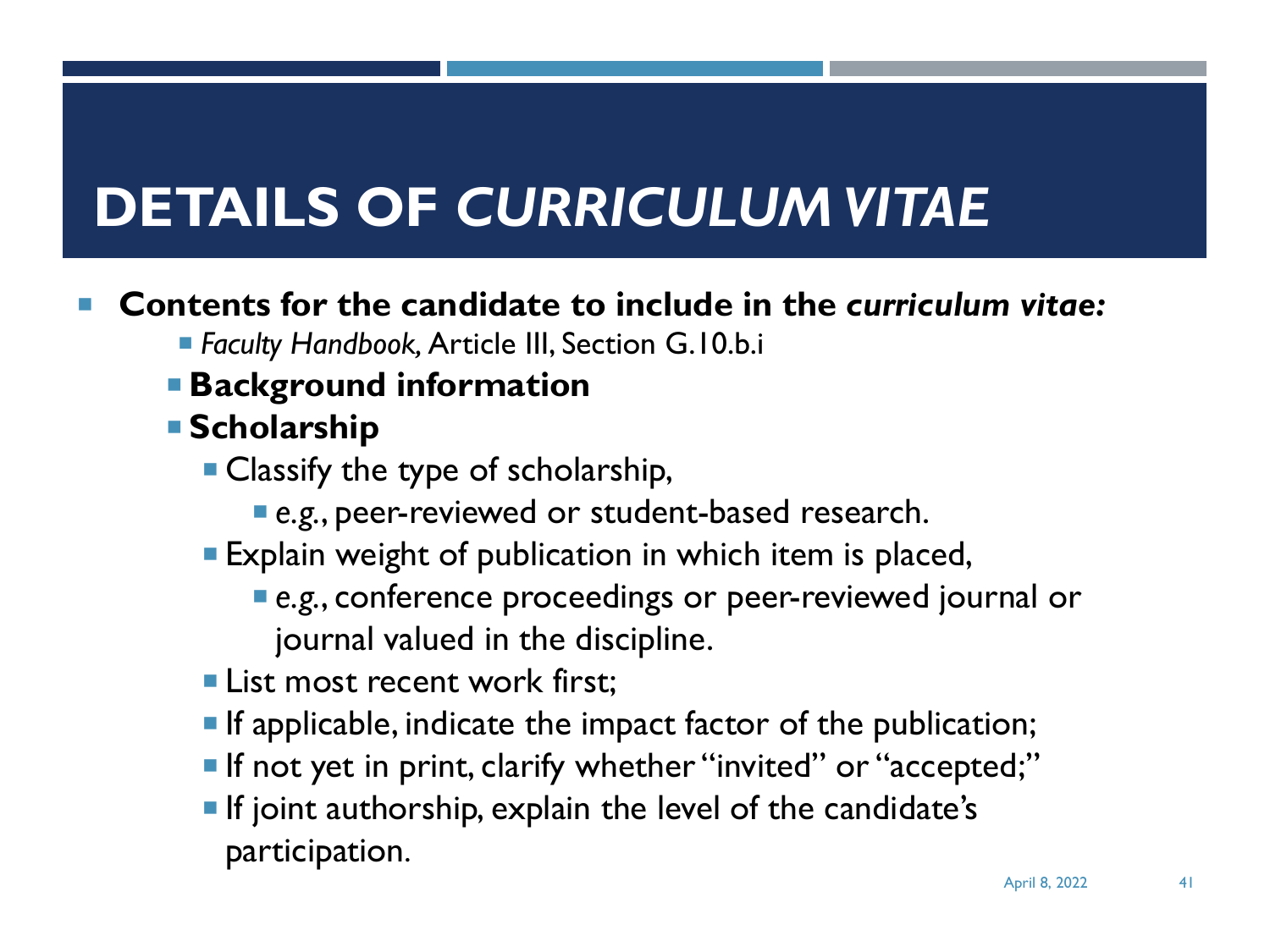# DETAILS OF *CURRICULUM VITAE*

- **Contents for the candidate to include in the *curriculum vitae:***
  - *Faculty Handbook,* Article III, Section G.10.b.i
  - **Background information**
  - **Scholarship**
    - Classify the type of scholarship,
      - *e.g.*, peer-reviewed or student-based research.
    - Explain weight of publication in which item is placed,
      - *e.g.*, conference proceedings or peer-reviewed journal or journal valued in the discipline.
    - List most recent work first;
    - If applicable, indicate the impact factor of the publication;
    - If not yet in print, clarify whether "invited" or "accepted;"
    - If joint authorship, explain the level of the candidate's participation.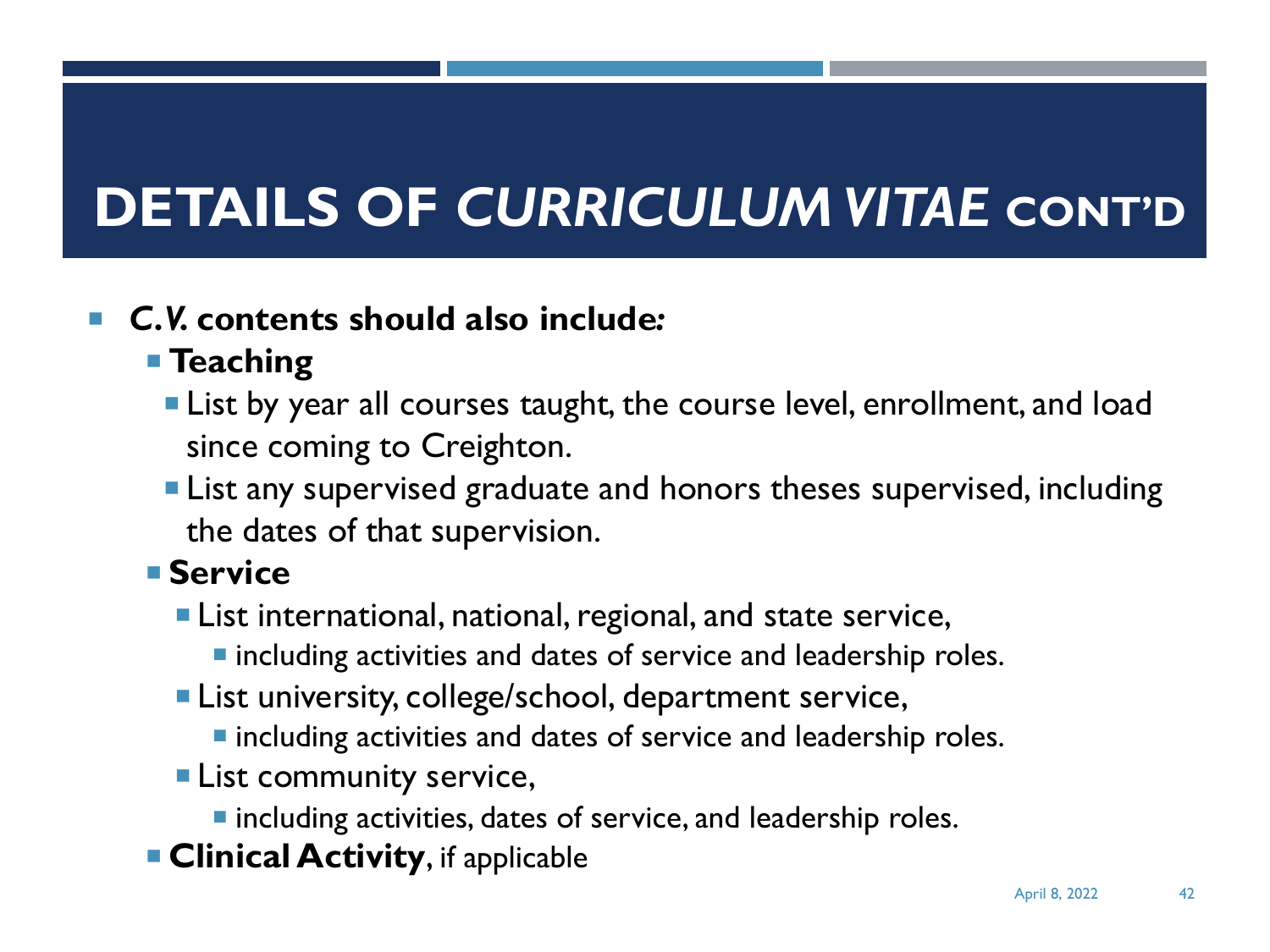# DETAILS OF *CURRICULUM VITAE* CONT'D

- ***C.V.* contents should also include*:***
  - **Teaching**
    - List by year all courses taught, the course level, enrollment, and load since coming to Creighton.
    - List any supervised graduate and honors theses supervised, including the dates of that supervision.
  - **Service**
    - List international, national, regional, and state service,
      - including activities and dates of service and leadership roles.
    - List university, college/school, department service,
      - including activities and dates of service and leadership roles.
    - List community service,
      - including activities, dates of service, and leadership roles.
  - **Clinical Activity**, if applicable

April 8, 2022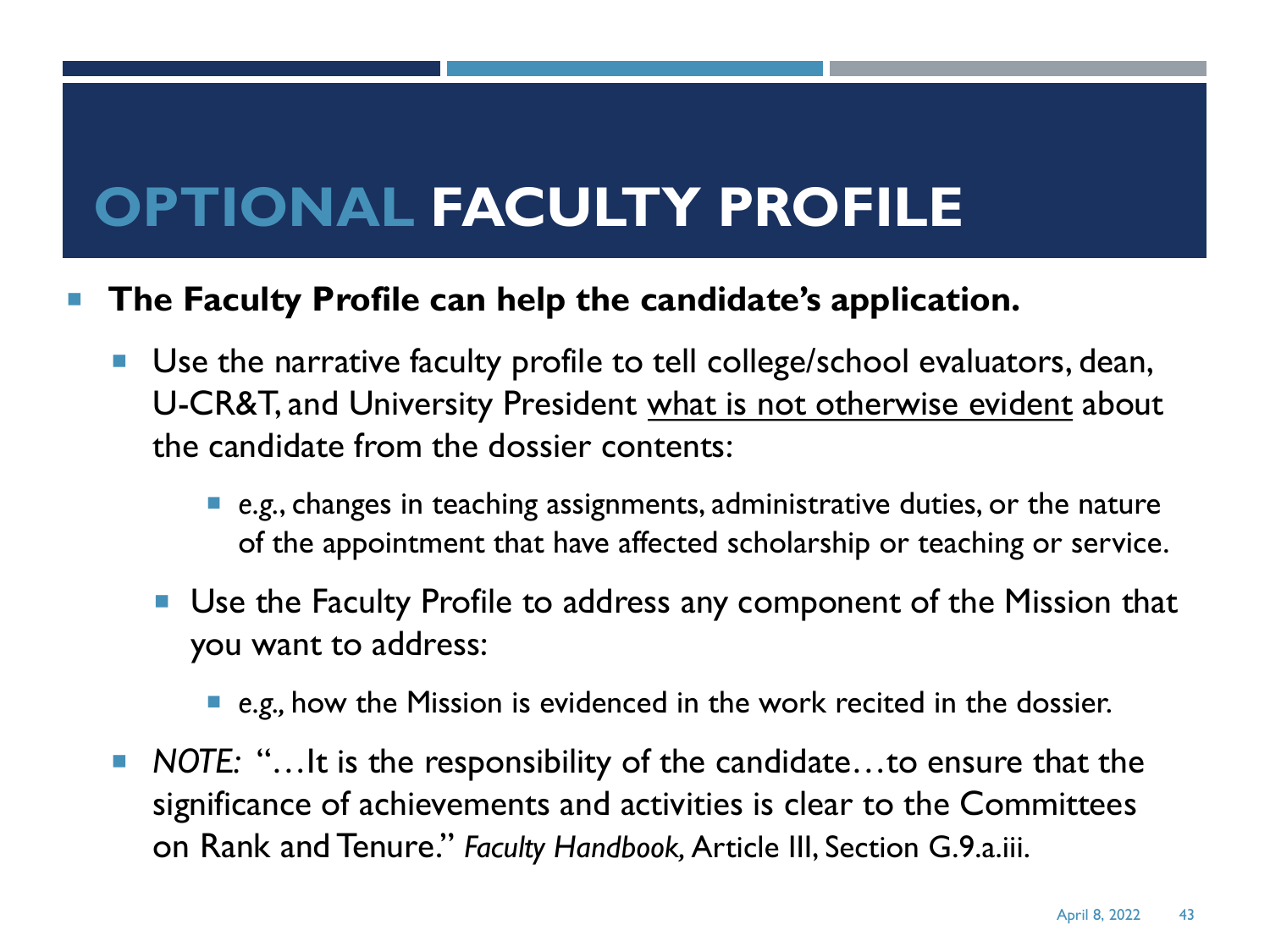# OPTIONAL FACULTY PROFILE

- **The Faculty Profile can help the candidate's application.**
  - Use the narrative faculty profile to tell college/school evaluators, dean, U-CR&T, and University President <u>what is not otherwise evident</u> about the candidate from the dossier contents:
    - *e.g.*, changes in teaching assignments, administrative duties, or the nature of the appointment that have affected scholarship or teaching or service.
  - Use the Faculty Profile to address any component of the Mission that you want to address:
    - *e.g.,* how the Mission is evidenced in the work recited in the dossier.
  - *NOTE:* "…It is the responsibility of the candidate…to ensure that the significance of achievements and activities is clear to the Committees on Rank and Tenure." *Faculty Handbook,* Article III, Section G.9.a.iii.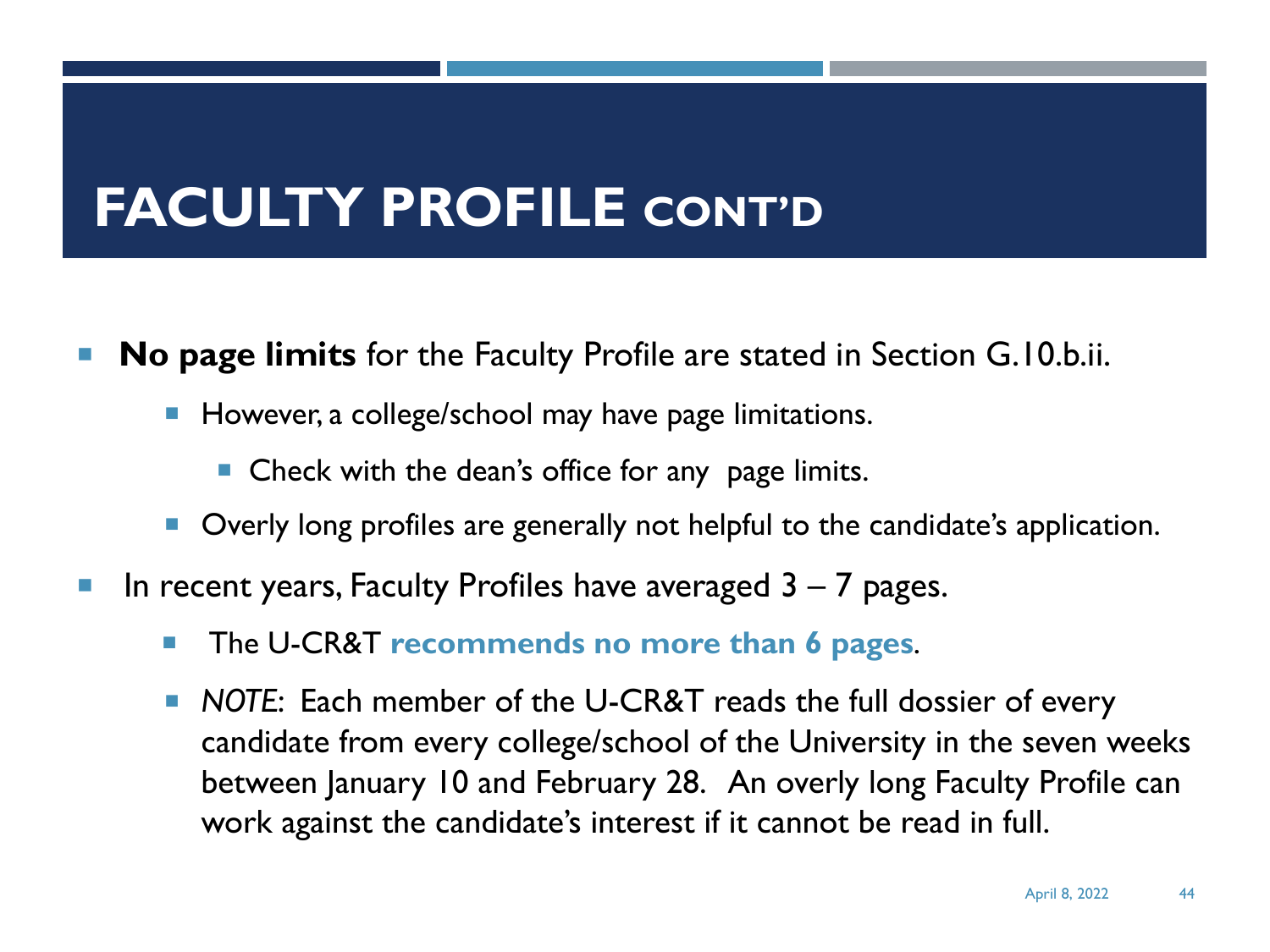# FACULTY PROFILE CONT'D

- **No page limits** for the Faculty Profile are stated in Section G.10.b.ii.
  - However, a college/school may have page limitations.
    - Check with the dean's office for any page limits.
  - Overly long profiles are generally not helpful to the candidate's application.
- In recent years, Faculty Profiles have averaged 3 – 7 pages.
  - The U-CR&T **recommends no more than 6 pages**.
  - *NOTE*: Each member of the U-CR&T reads the full dossier of every candidate from every college/school of the University in the seven weeks between January 10 and February 28. An overly long Faculty Profile can work against the candidate's interest if it cannot be read in full.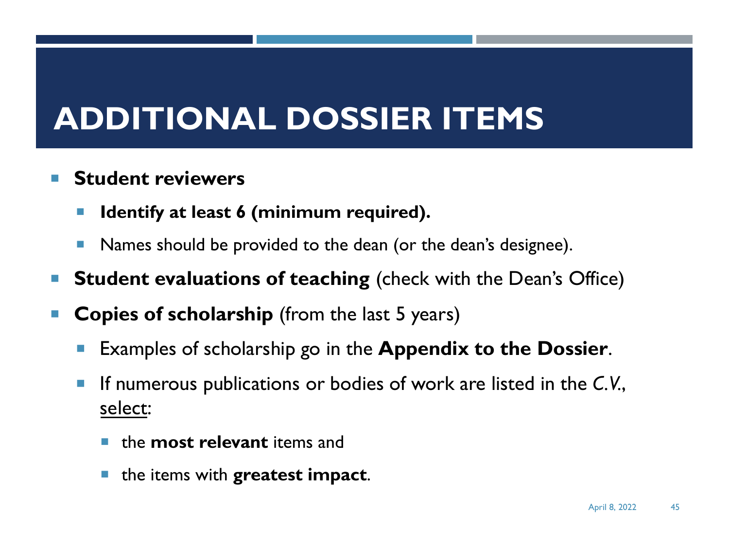# ADDITIONAL DOSSIER ITEMS

- **Student reviewers**
  - **Identify at least 6 (minimum required).**
  - Names should be provided to the dean (or the dean's designee).
- **Student evaluations of teaching** (check with the Dean's Office)
- **Copies of scholarship** (from the last 5 years)
  - Examples of scholarship go in the **Appendix to the Dossier**.
  - If numerous publications or bodies of work are listed in the *C.V.*, <u>select</u>:
    - the **most relevant** items and
    - the items with **greatest impact**.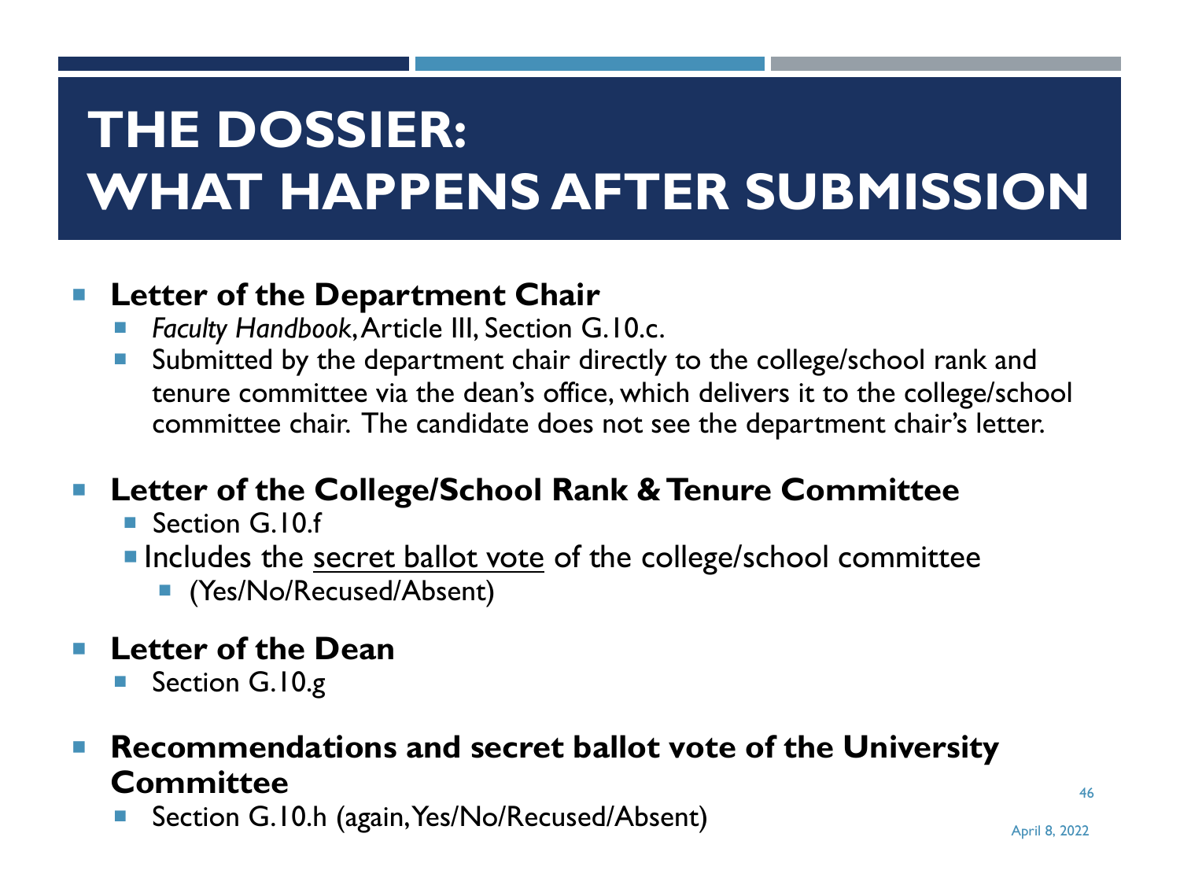# THE DOSSIER: WHAT HAPPENS AFTER SUBMISSION

- **Letter of the Department Chair**
  - *Faculty Handbook*, Article III, Section G.10.c.
  - Submitted by the department chair directly to the college/school rank and tenure committee via the dean's office, which delivers it to the college/school committee chair. The candidate does not see the department chair's letter.
- **Letter of the College/School Rank & Tenure Committee**
  - Section G.10.f
  - Includes the <u>secret ballot vote</u> of the college/school committee
    - (Yes/No/Recused/Absent)
- **Letter of the Dean**
  - Section G.10.g
- **Recommendations and secret ballot vote of the University Committee**
  - Section G.10.h (again, Yes/No/Recused/Absent)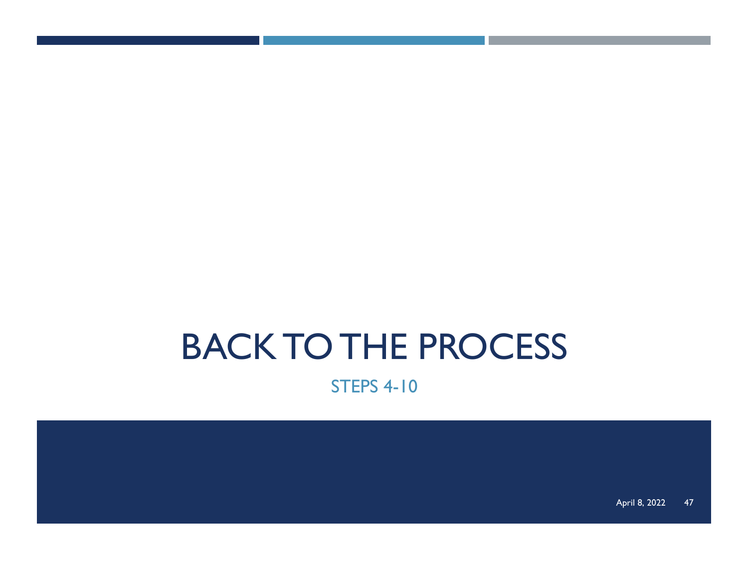# BACK TO THE PROCESS

STEPS 4-10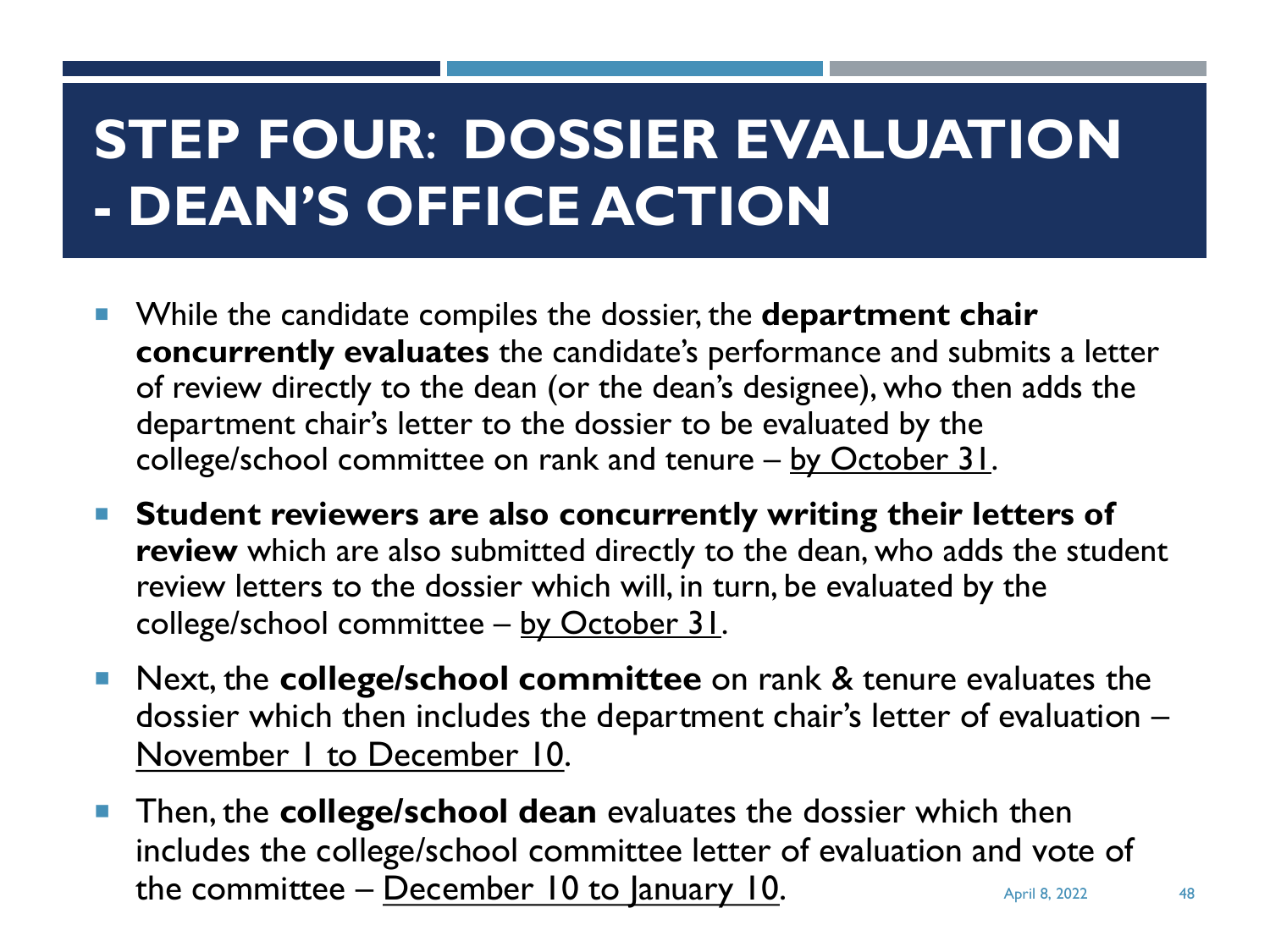# STEP FOUR: DOSSIER EVALUATION - DEAN'S OFFICE ACTION

- While the candidate compiles the dossier, the **department chair concurrently evaluates** the candidate's performance and submits a letter of review directly to the dean (or the dean's designee), who then adds the department chair's letter to the dossier to be evaluated by the college/school committee on rank and tenure – <u>by October 31</u>.
- **Student reviewers are also concurrently writing their letters of review** which are also submitted directly to the dean, who adds the student review letters to the dossier which will, in turn, be evaluated by the college/school committee – <u>by October 31</u>.
- Next, the **college/school committee** on rank & tenure evaluates the dossier which then includes the department chair's letter of evaluation – <u>November 1 to December 10</u>.
- Then, the **college/school dean** evaluates the dossier which then includes the college/school committee letter of evaluation and vote of the committee – <u>December 10 to January 10</u>.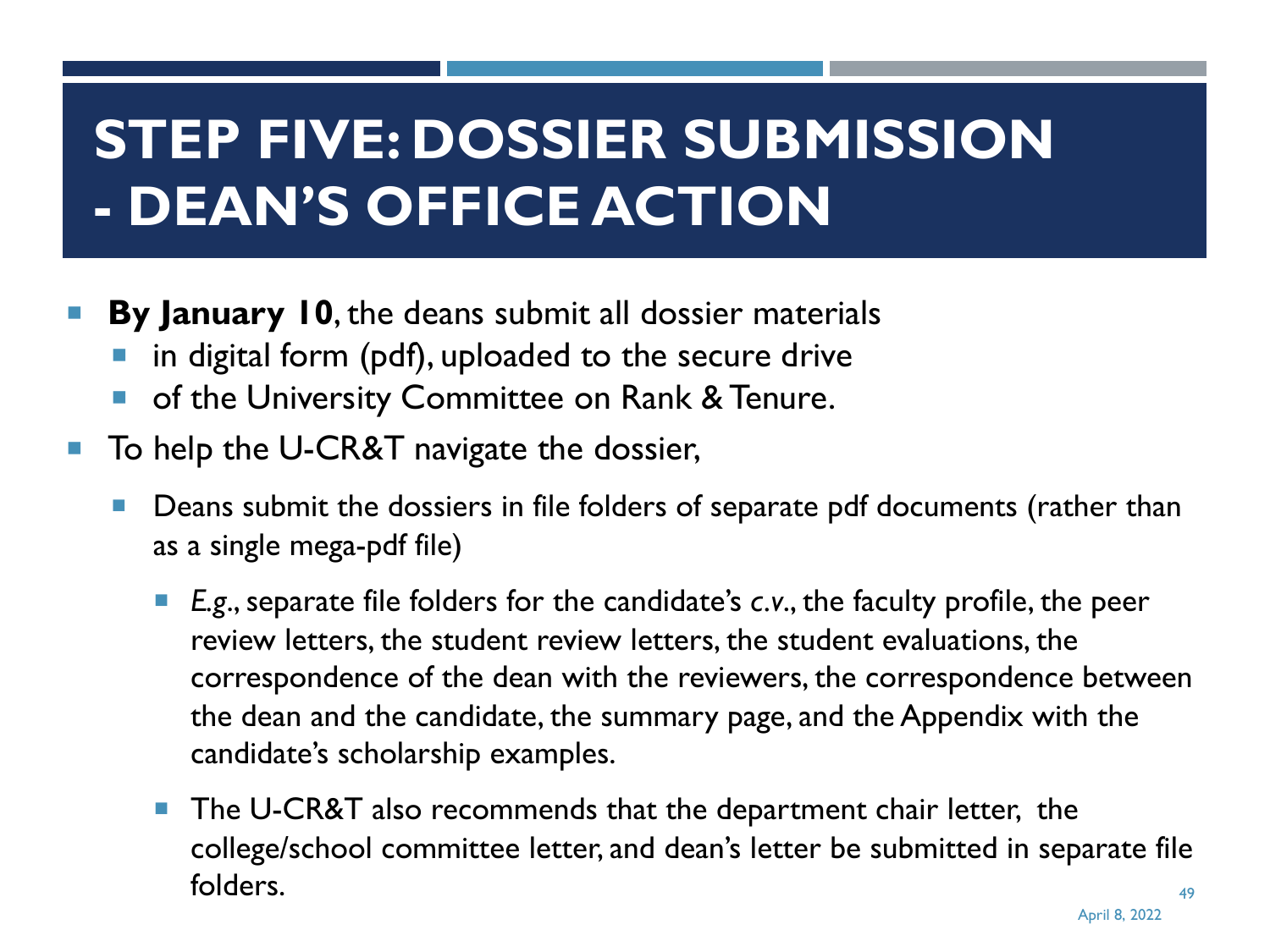# STEP FIVE: DOSSIER SUBMISSION - DEAN'S OFFICE ACTION

- **By January 10**, the deans submit all dossier materials
  - in digital form (pdf), uploaded to the secure drive
  - of the University Committee on Rank & Tenure.
- To help the U-CR&T navigate the dossier,
  - Deans submit the dossiers in file folders of separate pdf documents (rather than as a single mega-pdf file)
    - *E.g*., separate file folders for the candidate's *c.v*., the faculty profile, the peer review letters, the student review letters, the student evaluations, the correspondence of the dean with the reviewers, the correspondence between the dean and the candidate, the summary page, and the Appendix with the candidate's scholarship examples.
    - The U-CR&T also recommends that the department chair letter, the college/school committee letter, and dean's letter be submitted in separate file folders.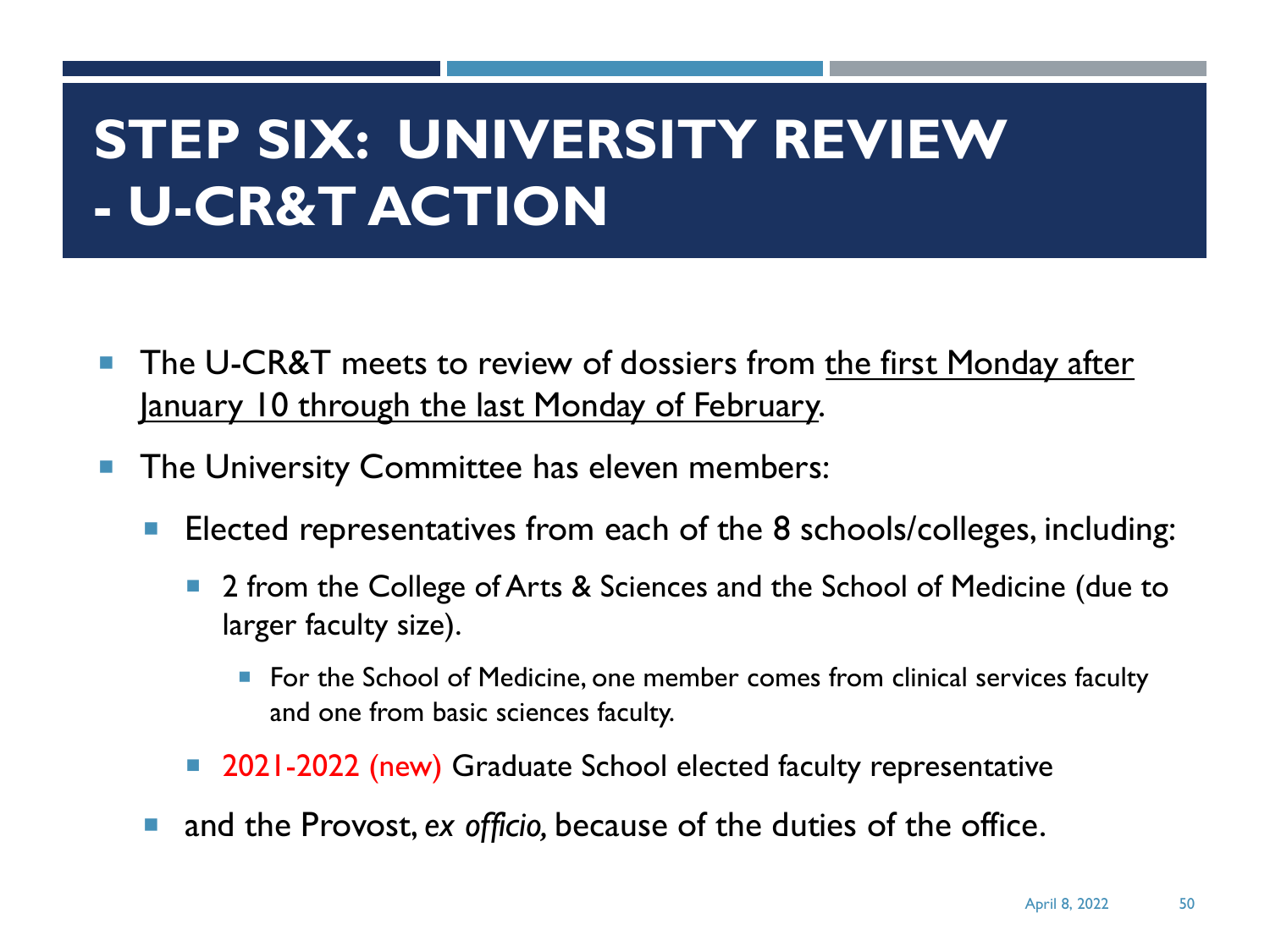# STEP SIX: UNIVERSITY REVIEW - U-CR&T ACTION

- The U-CR&T meets to review of dossiers from <u>the first Monday after January 10 through the last Monday of February</u>.
- The University Committee has eleven members:
  - Elected representatives from each of the 8 schools/colleges, including:
    - 2 from the College of Arts & Sciences and the School of Medicine (due to larger faculty size).
      - For the School of Medicine, one member comes from clinical services faculty and one from basic sciences faculty.
    - 2021-2022 (new) Graduate School elected faculty representative
  - and the Provost, *ex officio,* because of the duties of the office.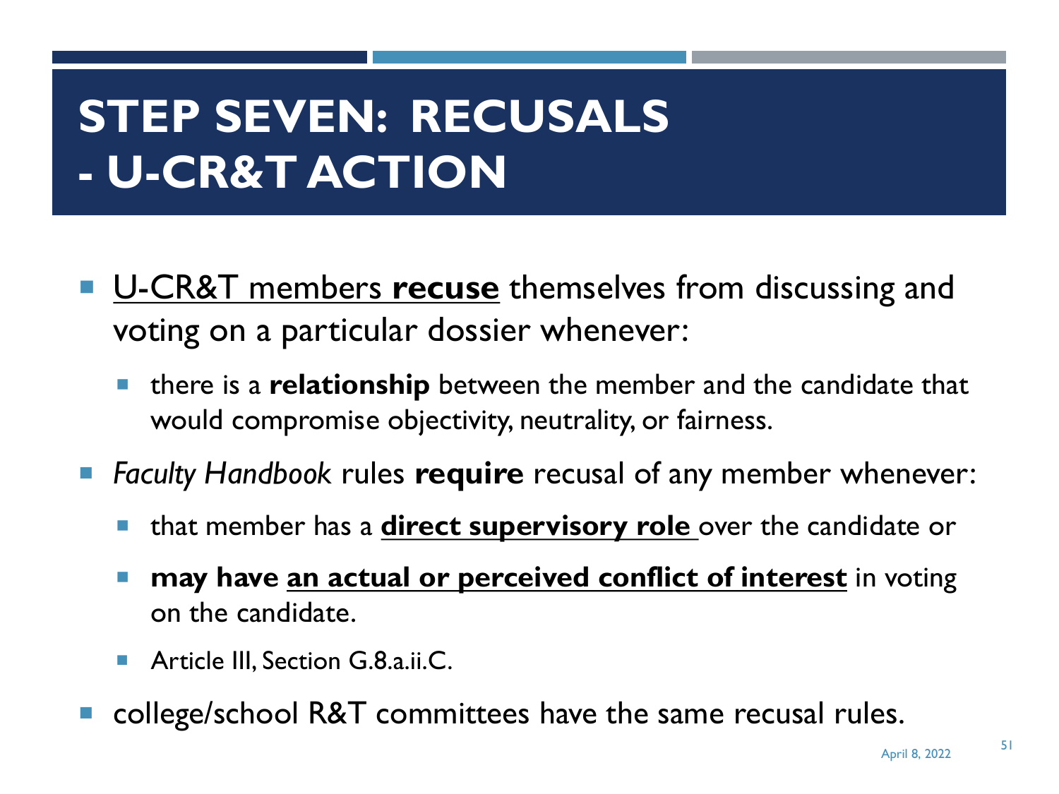# STEP SEVEN: RECUSALS - U-CR&T ACTION

- <u>U-CR&T members **recuse**</u> themselves from discussing and voting on a particular dossier whenever:
  - there is a **relationship** between the member and the candidate that would compromise objectivity, neutrality, or fairness.
- *Faculty Handbook* rules **require** recusal of any member whenever:
  - that member has a <u>**direct supervisory role**</u> over the candidate or
  - **may have <u>an actual or perceived conflict of interest</u>** in voting on the candidate.
  - Article III, Section G.8.a.ii.C.
- college/school R&T committees have the same recusal rules.

April 8, 2022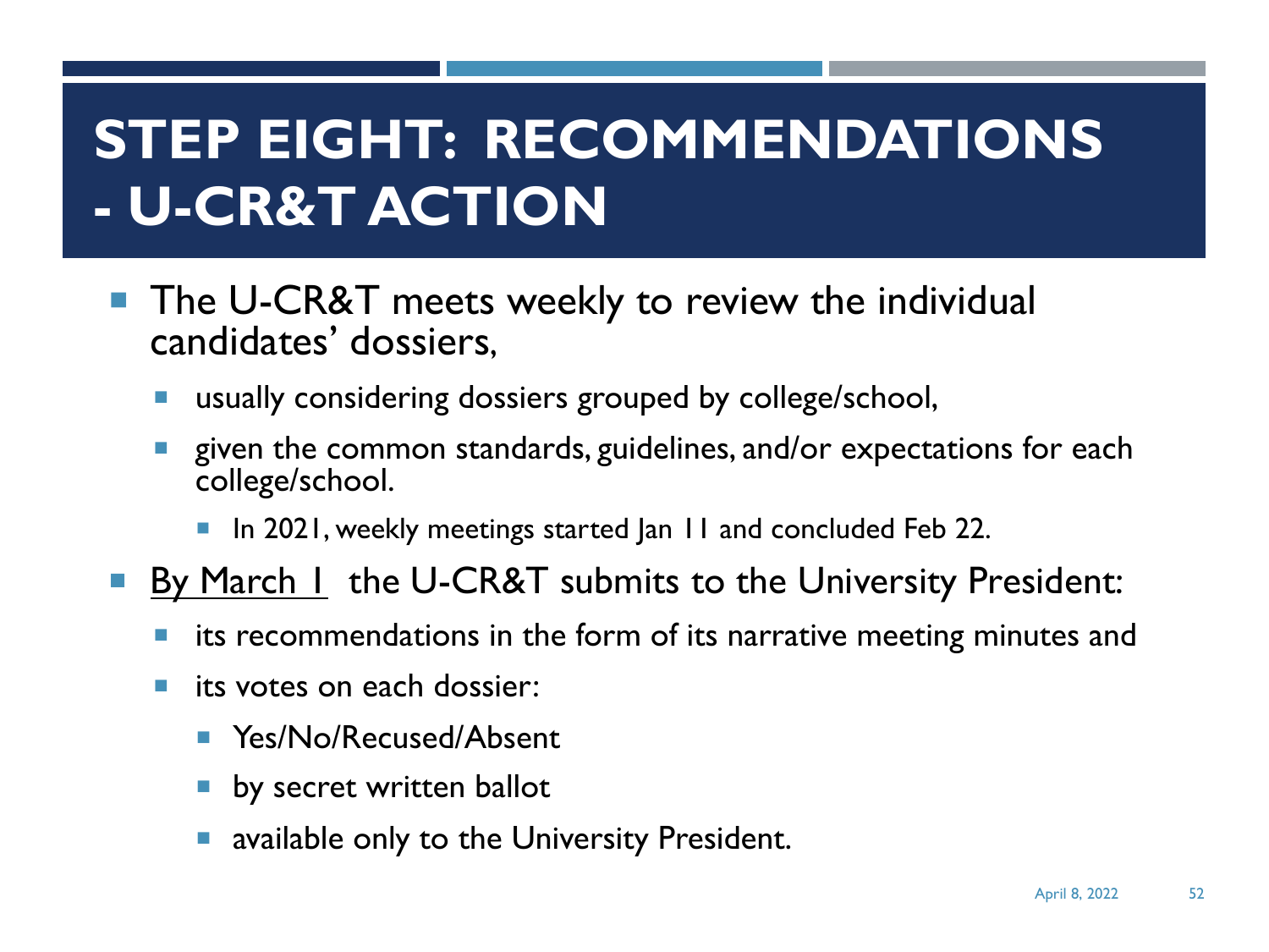# STEP EIGHT: RECOMMENDATIONS - U-CR&T ACTION

- The U-CR&T meets weekly to review the individual candidates' dossiers,
  - usually considering dossiers grouped by college/school,
  - given the common standards, guidelines, and/or expectations for each college/school.
    - In 2021, weekly meetings started Jan 11 and concluded Feb 22.
- By March 1 the U-CR&T submits to the University President:
  - its recommendations in the form of its narrative meeting minutes and
  - its votes on each dossier:
    - Yes/No/Recused/Absent
    - by secret written ballot
    - available only to the University President.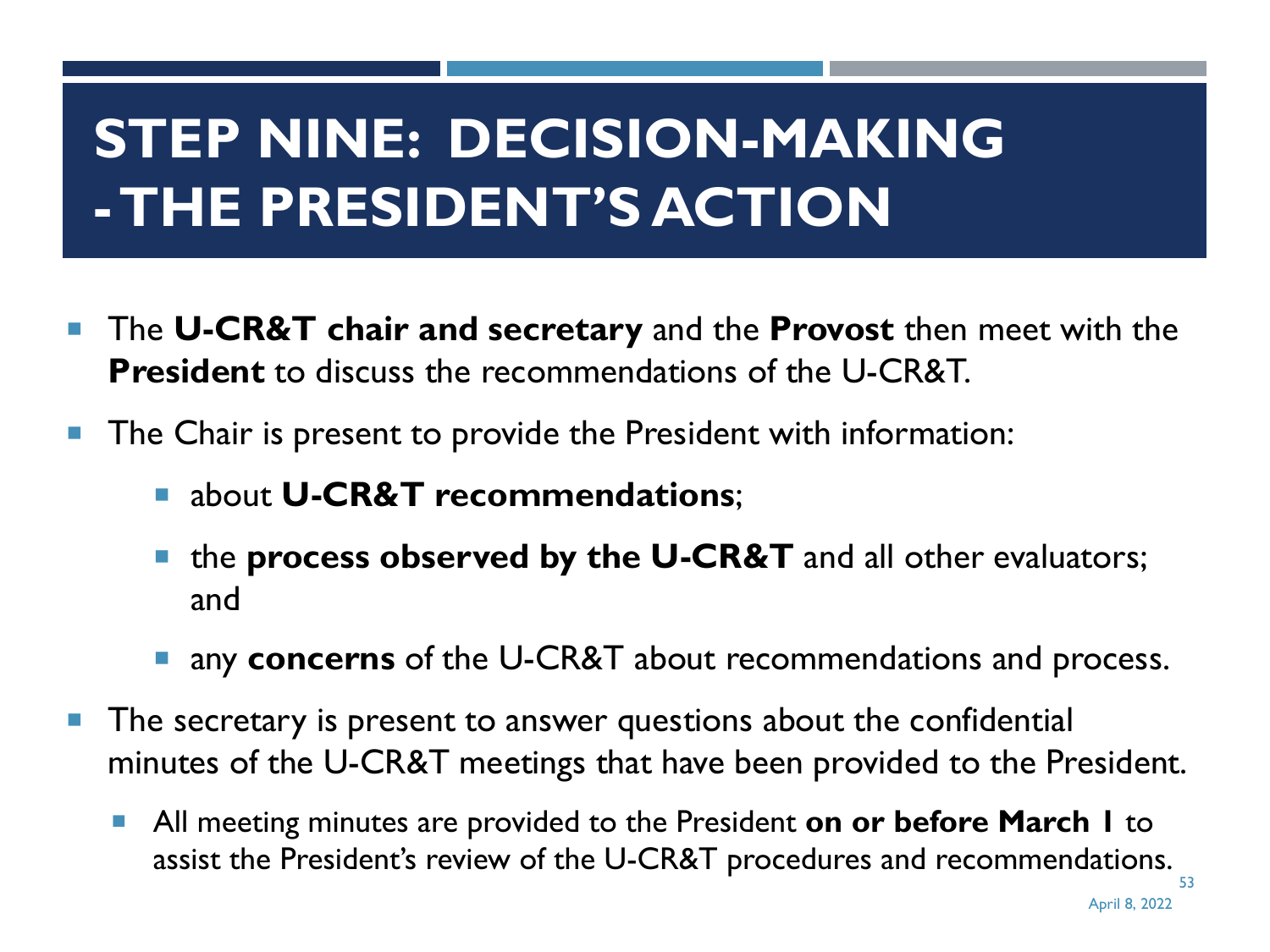# STEP NINE: DECISION-MAKING - THE PRESIDENT'S ACTION

- The **U-CR&T chair and secretary** and the **Provost** then meet with the **President** to discuss the recommendations of the U-CR&T.
- The Chair is present to provide the President with information:
  - about **U-CR&T recommendations**;
  - the **process observed by the U-CR&T** and all other evaluators; and
  - any **concerns** of the U-CR&T about recommendations and process.
- The secretary is present to answer questions about the confidential minutes of the U-CR&T meetings that have been provided to the President.
  - All meeting minutes are provided to the President **on or before March 1** to assist the President's review of the U-CR&T procedures and recommendations.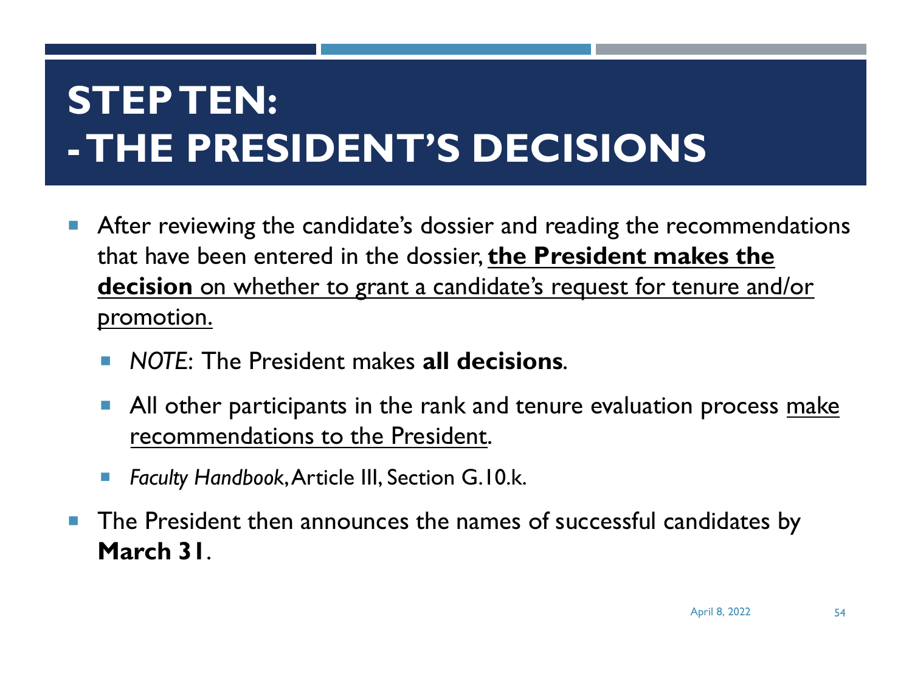# STEP TEN: - THE PRESIDENT'S DECISIONS

- After reviewing the candidate's dossier and reading the recommendations that have been entered in the dossier, <u>**the President makes the decision** on whether to grant a candidate's request for tenure and/or promotion.</u>
  - *NOTE*: The President makes **all decisions**.
  - All other participants in the rank and tenure evaluation process <u>make recommendations to the President</u>.
  - *Faculty Handbook*, Article III, Section G.10.k.
- The President then announces the names of successful candidates by **March 31**.

April 8, 2022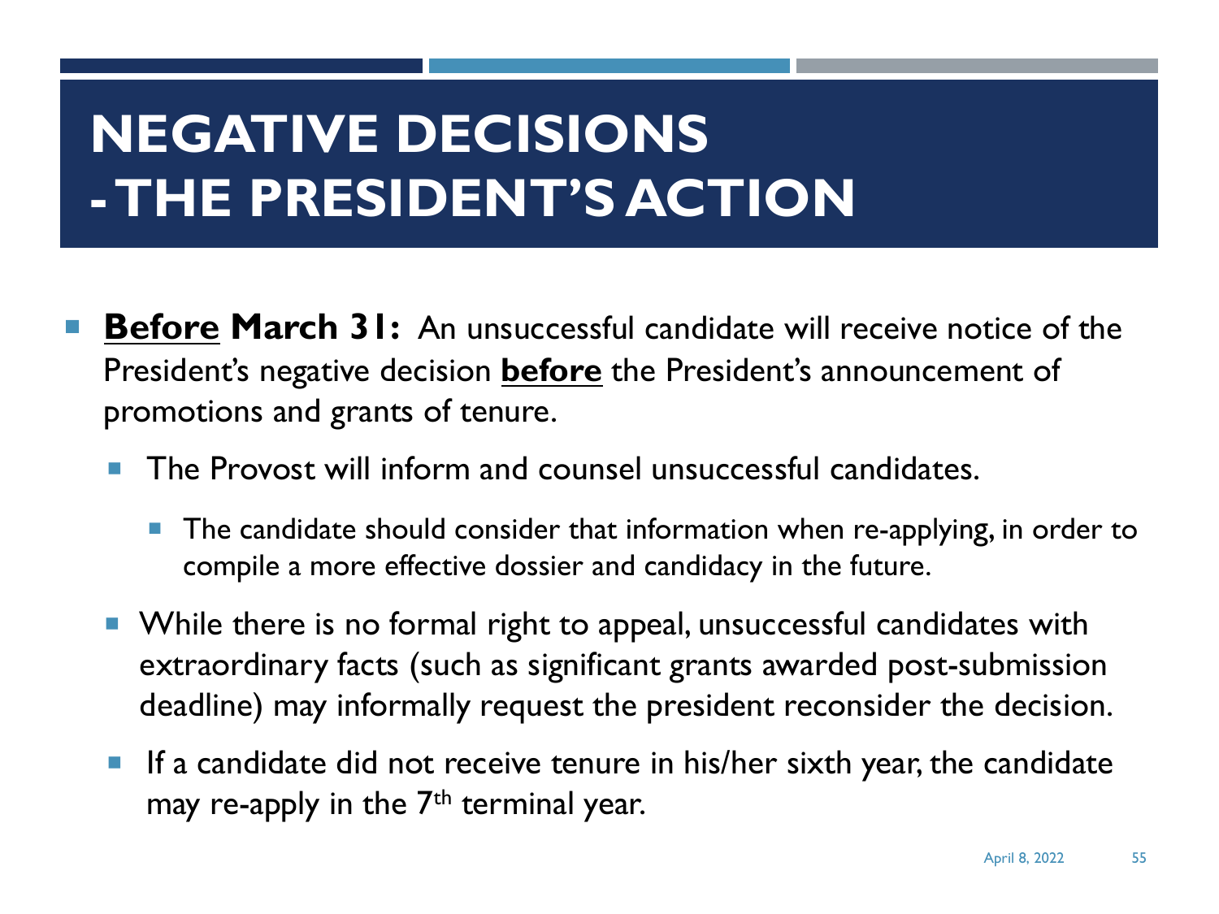# NEGATIVE DECISIONS - THE PRESIDENT'S ACTION

- **Before March 31:** An unsuccessful candidate will receive notice of the President's negative decision **before** the President's announcement of promotions and grants of tenure.
  - The Provost will inform and counsel unsuccessful candidates.
    - The candidate should consider that information when re-applying, in order to compile a more effective dossier and candidacy in the future.
  - While there is no formal right to appeal, unsuccessful candidates with extraordinary facts (such as significant grants awarded post-submission deadline) may informally request the president reconsider the decision.
  - If a candidate did not receive tenure in his/her sixth year, the candidate may re-apply in the 7th terminal year.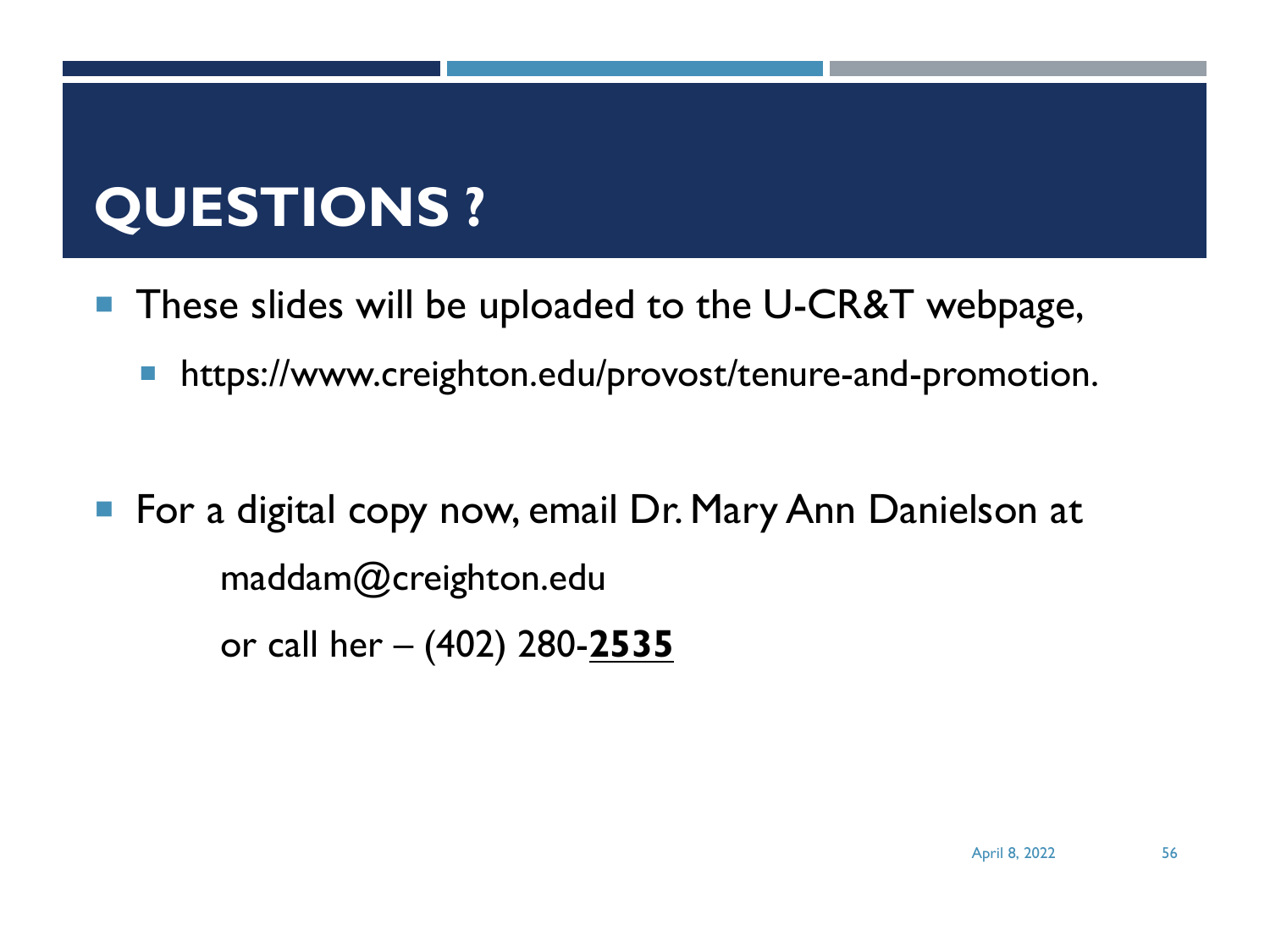# QUESTIONS ?

- These slides will be uploaded to the U-CR&T webpage,
  - https://www.creighton.edu/provost/tenure-and-promotion.

- For a digital copy now, email Dr. Mary Ann Danielson at

  maddam@creighton.edu

  or call her – (402) 280-**2535**